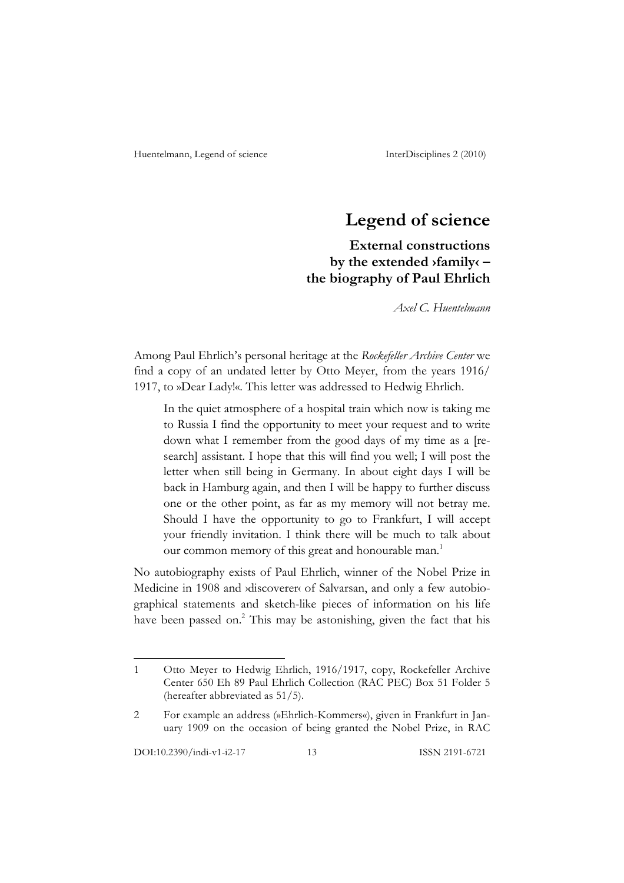# Legend of science

## External constructions by the extended ›family‹ – the biography of Paul Ehrlich

*Axel C. Huentelmann*

Among Paul Ehrlich's personal heritage at the *Rockefeller Archive Center* we find a copy of an undated letter by Otto Meyer, from the years 1916/1917, to »Dear Lady!«. This letter was addressed to Hedwig Ehrlich.

> In the quiet atmosphere of a hospital train which now is taking me to Russia I find the opportunity to meet your request and to write down what I remember from the good days of my time as a [research] assistant. I hope that this will find you well; I will post the letter when still being in Germany. In about eight days I will be back in Hamburg again, and then I will be happy to further discuss one or the other point, as far as my memory will not betray me. Should I have the opportunity to go to Frankfurt, I will accept your friendly invitation. I think there will be much to talk about our common memory of this great and honourable man.[1]

No autobiography exists of Paul Ehrlich, winner of the Nobel Prize in Medicine in 1908 and ›discoverer‹ of Salvarsan, and only a few autobiographical statements and sketch-like pieces of information on his life have been passed on.[2] This may be astonishing, given the fact that his

---

1 Otto Meyer to Hedwig Ehrlich, 1916/1917, copy, Rockefeller Archive Center 650 Eh 89 Paul Ehrlich Collection (RAC PEC) Box 51 Folder 5 (hereafter abbreviated as 51/5).

2 For example an address (»Ehrlich-Kommers«), given in Frankfurt in January 1909 on the occasion of being granted the Nobel Prize, in RAC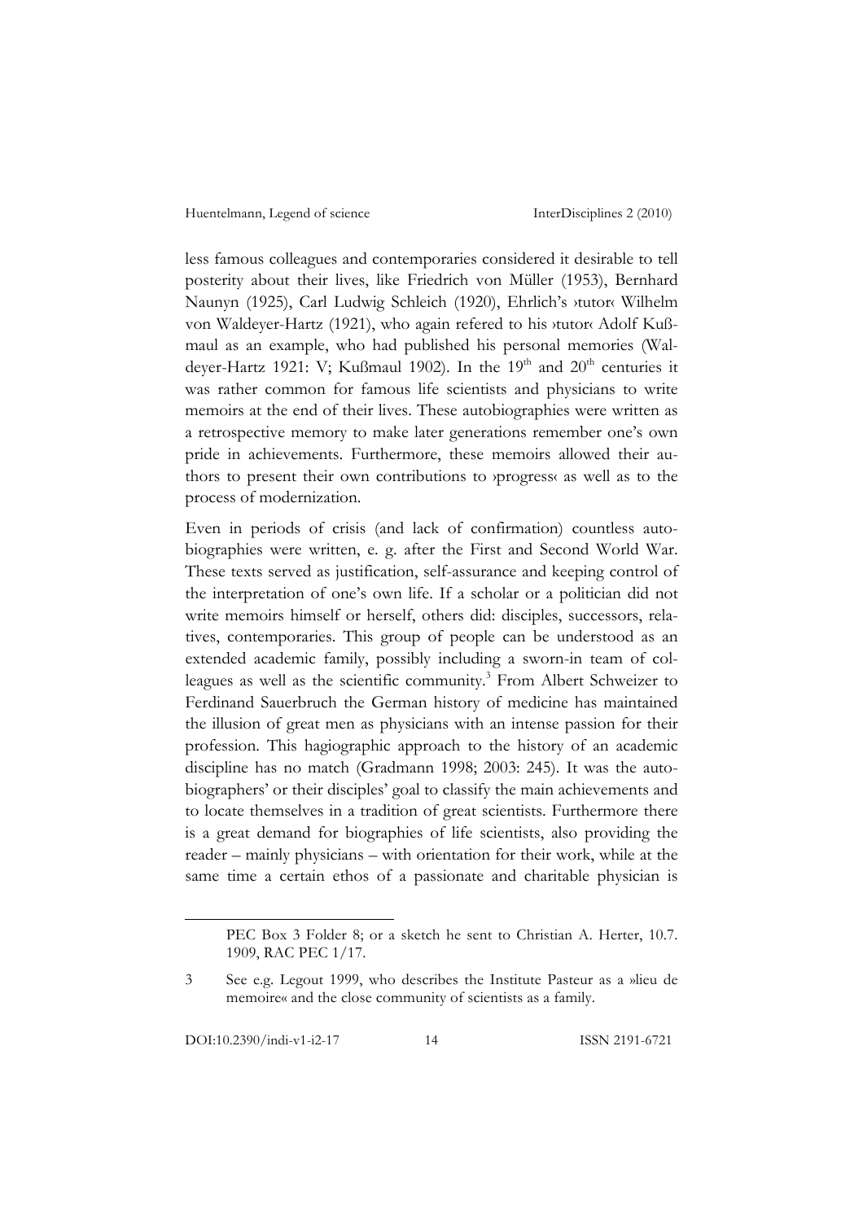less famous colleagues and contemporaries considered it desirable to tell posterity about their lives, like Friedrich von Müller (1953), Bernhard Naunyn (1925), Carl Ludwig Schleich (1920), Ehrlich's ›tutor‹ Wilhelm von Waldeyer-Hartz (1921), who again refered to his ›tutor‹ Adolf Kußmaul as an example, who had published his personal memories (Waldeyer-Hartz 1921: V; Kußmaul 1902). In the 19th and 20th centuries it was rather common for famous life scientists and physicians to write memoirs at the end of their lives. These autobiographies were written as a retrospective memory to make later generations remember one's own pride in achievements. Furthermore, these memoirs allowed their authors to present their own contributions to ›progress‹ as well as to the process of modernization.

Even in periods of crisis (and lack of confirmation) countless autobiographies were written, e. g. after the First and Second World War. These texts served as justification, self-assurance and keeping control of the interpretation of one's own life. If a scholar or a politician did not write memoirs himself or herself, others did: disciples, successors, relatives, contemporaries. This group of people can be understood as an extended academic family, possibly including a sworn-in team of colleagues as well as the scientific community.[3] From Albert Schweizer to Ferdinand Sauerbruch the German history of medicine has maintained the illusion of great men as physicians with an intense passion for their profession. This hagiographic approach to the history of an academic discipline has no match (Gradmann 1998; 2003: 245). It was the autobiographers' or their disciples' goal to classify the main achievements and to locate themselves in a tradition of great scientists. Furthermore there is a great demand for biographies of life scientists, also providing the reader – mainly physicians – with orientation for their work, while at the same time a certain ethos of a passionate and charitable physician is

PEC Box 3 Folder 8; or a sketch he sent to Christian A. Herter, 10.7. 1909, RAC PEC 1/17.

3 See e.g. Legout 1999, who describes the Institute Pasteur as a »lieu de memoire« and the close community of scientists as a family.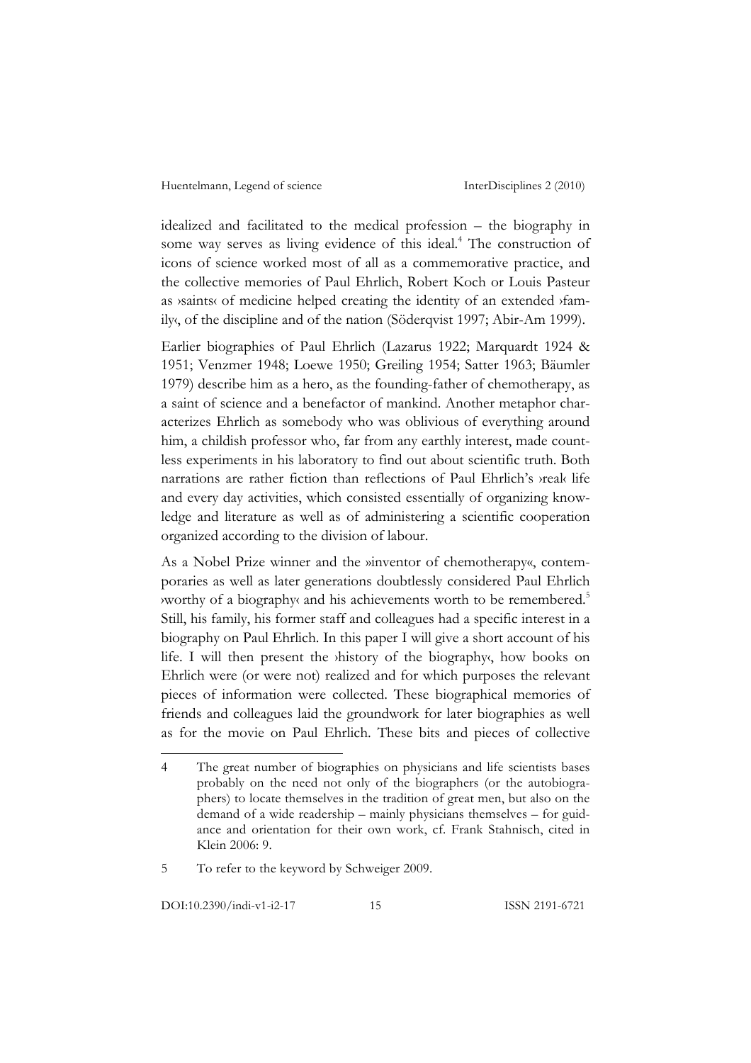idealized and facilitated to the medical profession – the biography in some way serves as living evidence of this ideal.[4] The construction of icons of science worked most of all as a commemorative practice, and the collective memories of Paul Ehrlich, Robert Koch or Louis Pasteur as ›saints‹ of medicine helped creating the identity of an extended ›family‹, of the discipline and of the nation (Söderqvist 1997; Abir-Am 1999).

Earlier biographies of Paul Ehrlich (Lazarus 1922; Marquardt 1924 & 1951; Venzmer 1948; Loewe 1950; Greiling 1954; Satter 1963; Bäumler 1979) describe him as a hero, as the founding-father of chemotherapy, as a saint of science and a benefactor of mankind. Another metaphor characterizes Ehrlich as somebody who was oblivious of everything around him, a childish professor who, far from any earthly interest, made countless experiments in his laboratory to find out about scientific truth. Both narrations are rather fiction than reflections of Paul Ehrlich's ›real‹ life and every day activities, which consisted essentially of organizing knowledge and literature as well as of administering a scientific cooperation organized according to the division of labour.

As a Nobel Prize winner and the »inventor of chemotherapy«, contemporaries as well as later generations doubtlessly considered Paul Ehrlich ›worthy of a biography‹ and his achievements worth to be remembered.[5] Still, his family, his former staff and colleagues had a specific interest in a biography on Paul Ehrlich. In this paper I will give a short account of his life. I will then present the ›history of the biography‹, how books on Ehrlich were (or were not) realized and for which purposes the relevant pieces of information were collected. These biographical memories of friends and colleagues laid the groundwork for later biographies as well as for the movie on Paul Ehrlich. These bits and pieces of collective

---

4 The great number of biographies on physicians and life scientists bases probably on the need not only of the biographers (or the autobiographers) to locate themselves in the tradition of great men, but also on the demand of a wide readership – mainly physicians themselves – for guidance and orientation for their own work, cf. Frank Stahnisch, cited in Klein 2006: 9.

5 To refer to the keyword by Schweiger 2009.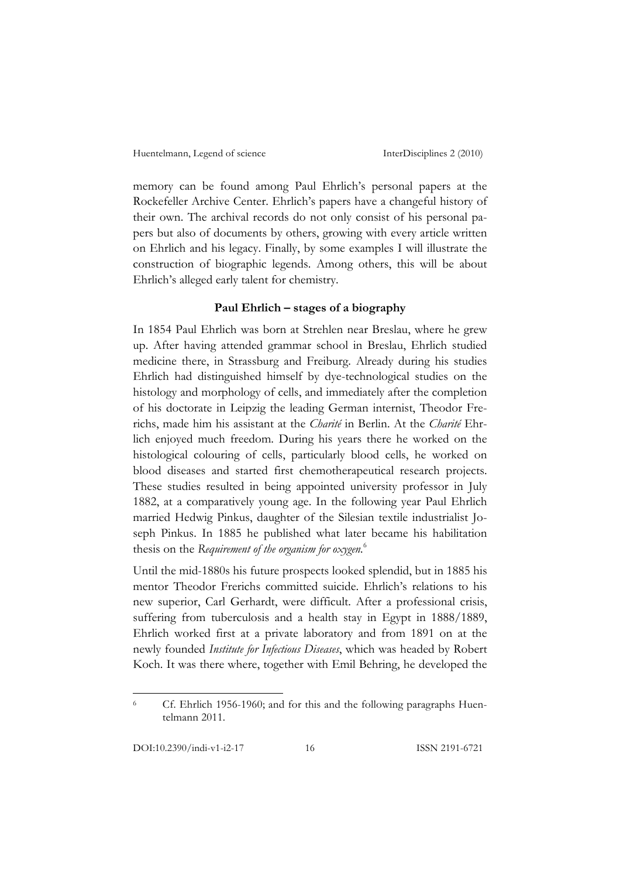memory can be found among Paul Ehrlich's personal papers at the Rockefeller Archive Center. Ehrlich's papers have a changeful history of their own. The archival records do not only consist of his personal papers but also of documents by others, growing with every article written on Ehrlich and his legacy. Finally, by some examples I will illustrate the construction of biographic legends. Among others, this will be about Ehrlich's alleged early talent for chemistry.

## Paul Ehrlich – stages of a biography

In 1854 Paul Ehrlich was born at Strehlen near Breslau, where he grew up. After having attended grammar school in Breslau, Ehrlich studied medicine there, in Strassburg and Freiburg. Already during his studies Ehrlich had distinguished himself by dye-technological studies on the histology and morphology of cells, and immediately after the completion of his doctorate in Leipzig the leading German internist, Theodor Frerichs, made him his assistant at the *Charité* in Berlin. At the *Charité* Ehrlich enjoyed much freedom. During his years there he worked on the histological colouring of cells, particularly blood cells, he worked on blood diseases and started first chemotherapeutical research projects. These studies resulted in being appointed university professor in July 1882, at a comparatively young age. In the following year Paul Ehrlich married Hedwig Pinkus, daughter of the Silesian textile industrialist Joseph Pinkus. In 1885 he published what later became his habilitation thesis on the *Requirement of the organism for oxygen*.[6]

Until the mid-1880s his future prospects looked splendid, but in 1885 his mentor Theodor Frerichs committed suicide. Ehrlich's relations to his new superior, Carl Gerhardt, were difficult. After a professional crisis, suffering from tuberculosis and a health stay in Egypt in 1888/1889, Ehrlich worked first at a private laboratory and from 1891 on at the newly founded *Institute for Infectious Diseases*, which was headed by Robert Koch. It was there where, together with Emil Behring, he developed the

[6] Cf. Ehrlich 1956-1960; and for this and the following paragraphs Huentelmann 2011.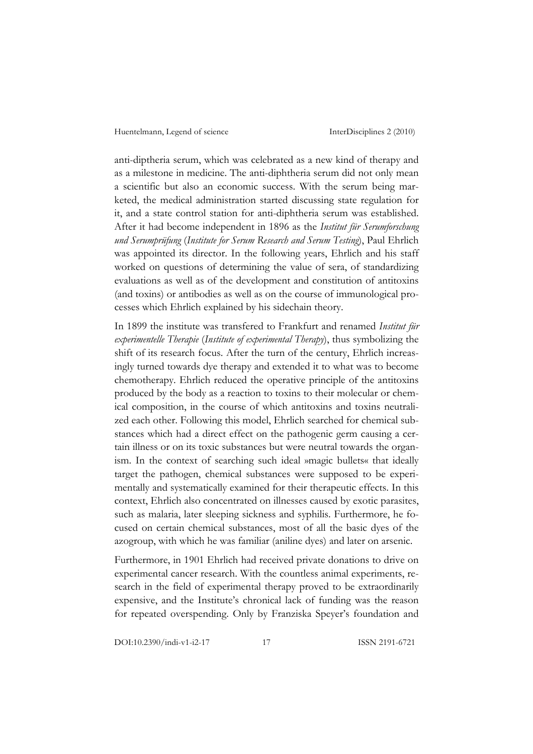anti-diptheria serum, which was celebrated as a new kind of therapy and as a milestone in medicine. The anti-diphtheria serum did not only mean a scientific but also an economic success. With the serum being marketed, the medical administration started discussing state regulation for it, and a state control station for anti-diphtheria serum was established. After it had become independent in 1896 as the *Institut für Serumforschung und Serumprüfung* (*Institute for Serum Research and Serum Testing*), Paul Ehrlich was appointed its director. In the following years, Ehrlich and his staff worked on questions of determining the value of sera, of standardizing evaluations as well as of the development and constitution of antitoxins (and toxins) or antibodies as well as on the course of immunological processes which Ehrlich explained by his sidechain theory.

In 1899 the institute was transfered to Frankfurt and renamed *Institut für experimentelle Therapie* (*Institute of experimental Therapy*), thus symbolizing the shift of its research focus. After the turn of the century, Ehrlich increasingly turned towards dye therapy and extended it to what was to become chemotherapy. Ehrlich reduced the operative principle of the antitoxins produced by the body as a reaction to toxins to their molecular or chemical composition, in the course of which antitoxins and toxins neutralized each other. Following this model, Ehrlich searched for chemical substances which had a direct effect on the pathogenic germ causing a certain illness or on its toxic substances but were neutral towards the organism. In the context of searching such ideal »magic bullets« that ideally target the pathogen, chemical substances were supposed to be experimentally and systematically examined for their therapeutic effects. In this context, Ehrlich also concentrated on illnesses caused by exotic parasites, such as malaria, later sleeping sickness and syphilis. Furthermore, he focused on certain chemical substances, most of all the basic dyes of the azogroup, with which he was familiar (aniline dyes) and later on arsenic.

Furthermore, in 1901 Ehrlich had received private donations to drive on experimental cancer research. With the countless animal experiments, research in the field of experimental therapy proved to be extraordinarily expensive, and the Institute's chronical lack of funding was the reason for repeated overspending. Only by Franziska Speyer's foundation and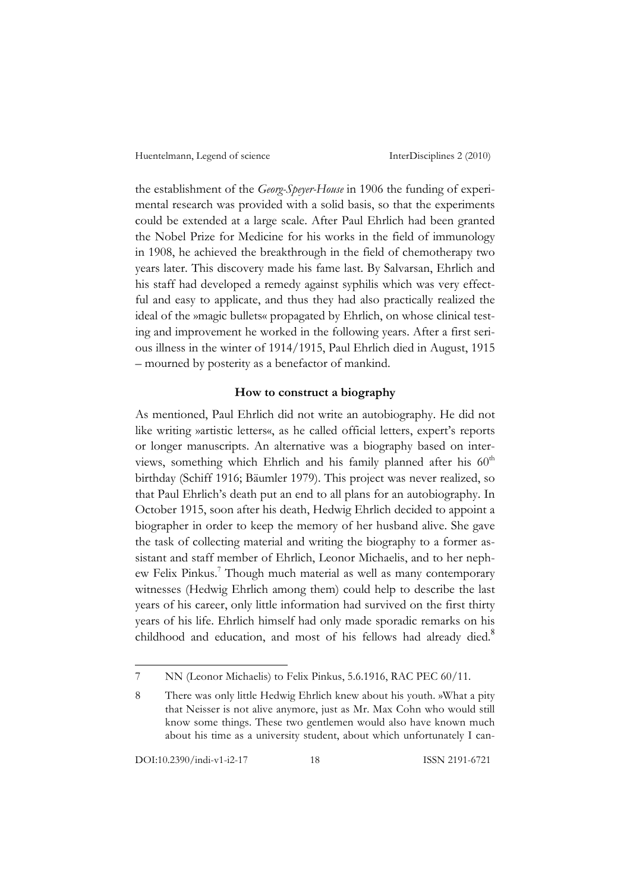the establishment of the *Georg-Speyer-House* in 1906 the funding of experimental research was provided with a solid basis, so that the experiments could be extended at a large scale. After Paul Ehrlich had been granted the Nobel Prize for Medicine for his works in the field of immunology in 1908, he achieved the breakthrough in the field of chemotherapy two years later. This discovery made his fame last. By Salvarsan, Ehrlich and his staff had developed a remedy against syphilis which was very effectful and easy to applicate, and thus they had also practically realized the ideal of the »magic bullets« propagated by Ehrlich, on whose clinical testing and improvement he worked in the following years. After a first serious illness in the winter of 1914/1915, Paul Ehrlich died in August, 1915 – mourned by posterity as a benefactor of mankind.

### How to construct a biography

As mentioned, Paul Ehrlich did not write an autobiography. He did not like writing »artistic letters«, as he called official letters, expert's reports or longer manuscripts. An alternative was a biography based on interviews, something which Ehrlich and his family planned after his 60th birthday (Schiff 1916; Bäumler 1979). This project was never realized, so that Paul Ehrlich's death put an end to all plans for an autobiography. In October 1915, soon after his death, Hedwig Ehrlich decided to appoint a biographer in order to keep the memory of her husband alive. She gave the task of collecting material and writing the biography to a former assistant and staff member of Ehrlich, Leonor Michaelis, and to her nephew Felix Pinkus.[7] Though much material as well as many contemporary witnesses (Hedwig Ehrlich among them) could help to describe the last years of his career, only little information had survived on the first thirty years of his life. Ehrlich himself had only made sporadic remarks on his childhood and education, and most of his fellows had already died.[8]

---

7 NN (Leonor Michaelis) to Felix Pinkus, 5.6.1916, RAC PEC 60/11.

8 There was only little Hedwig Ehrlich knew about his youth. »What a pity that Neisser is not alive anymore, just as Mr. Max Cohn who would still know some things. These two gentlemen would also have known much about his time as a university student, about which unfortunately I can-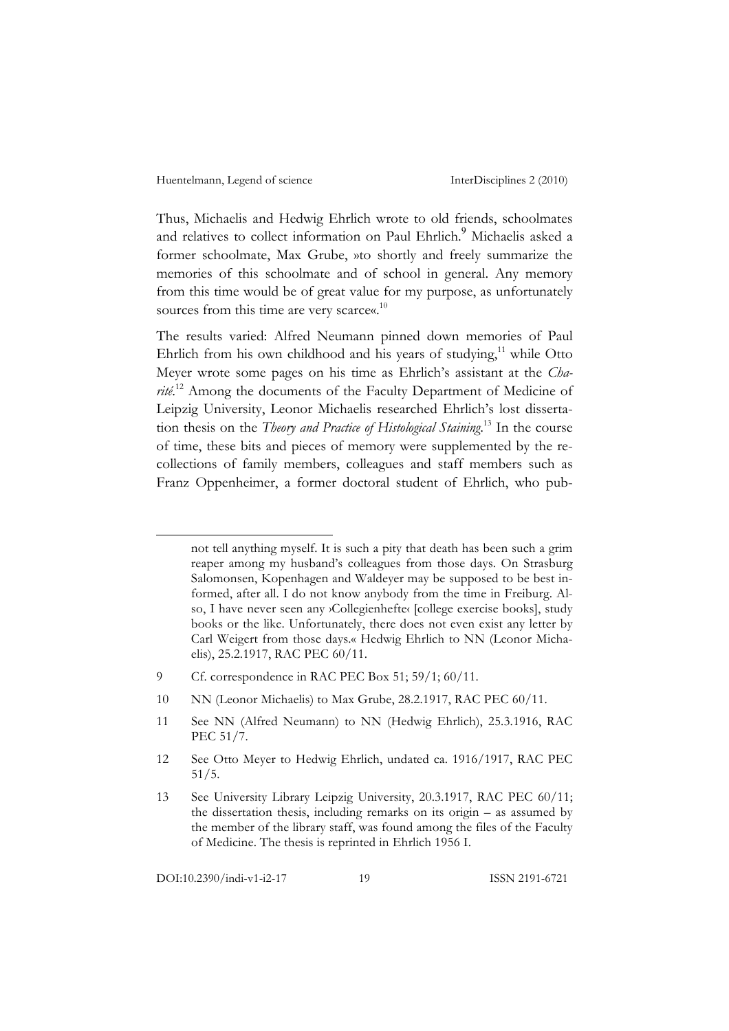Thus, Michaelis and Hedwig Ehrlich wrote to old friends, schoolmates and relatives to collect information on Paul Ehrlich.[9] Michaelis asked a former schoolmate, Max Grube, »to shortly and freely summarize the memories of this schoolmate and of school in general. Any memory from this time would be of great value for my purpose, as unfortunately sources from this time are very scarce«.[10]

The results varied: Alfred Neumann pinned down memories of Paul Ehrlich from his own childhood and his years of studying,[11] while Otto Meyer wrote some pages on his time as Ehrlich's assistant at the *Charité*.[12] Among the documents of the Faculty Department of Medicine of Leipzig University, Leonor Michaelis researched Ehrlich's lost dissertation thesis on the *Theory and Practice of Histological Staining*.[13] In the course of time, these bits and pieces of memory were supplemented by the recollections of family members, colleagues and staff members such as Franz Oppenheimer, a former doctoral student of Ehrlich, who pub-

---

not tell anything myself. It is such a pity that death has been such a grim reaper among my husband's colleagues from those days. On Strasburg Salomonsen, Kopenhagen and Waldeyer may be supposed to be best informed, after all. I do not know anybody from the time in Freiburg. Also, I have never seen any ›Collegienhefte‹ [college exercise books], study books or the like. Unfortunately, there does not even exist any letter by Carl Weigert from those days.« Hedwig Ehrlich to NN (Leonor Michaelis), 25.2.1917, RAC PEC 60/11.

9 Cf. correspondence in RAC PEC Box 51; 59/1; 60/11.

10 NN (Leonor Michaelis) to Max Grube, 28.2.1917, RAC PEC 60/11.

11 See NN (Alfred Neumann) to NN (Hedwig Ehrlich), 25.3.1916, RAC PEC 51/7.

12 See Otto Meyer to Hedwig Ehrlich, undated ca. 1916/1917, RAC PEC 51/5.

13 See University Library Leipzig University, 20.3.1917, RAC PEC 60/11; the dissertation thesis, including remarks on its origin – as assumed by the member of the library staff, was found among the files of the Faculty of Medicine. The thesis is reprinted in Ehrlich 1956 I.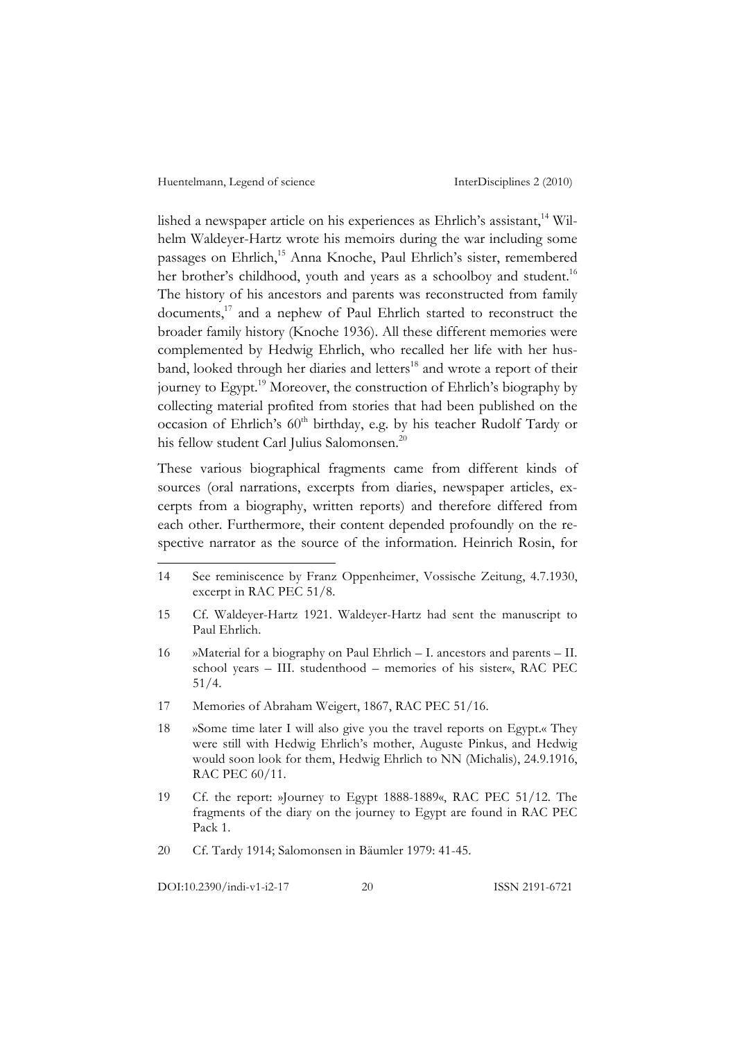lished a newspaper article on his experiences as Ehrlich's assistant,[14] Wilhelm Waldeyer-Hartz wrote his memoirs during the war including some passages on Ehrlich,[15] Anna Knoche, Paul Ehrlich's sister, remembered her brother's childhood, youth and years as a schoolboy and student.[16] The history of his ancestors and parents was reconstructed from family documents,[17] and a nephew of Paul Ehrlich started to reconstruct the broader family history (Knoche 1936). All these different memories were complemented by Hedwig Ehrlich, who recalled her life with her husband, looked through her diaries and letters[18] and wrote a report of their journey to Egypt.[19] Moreover, the construction of Ehrlich's biography by collecting material profited from stories that had been published on the occasion of Ehrlich's 60th birthday, e.g. by his teacher Rudolf Tardy or his fellow student Carl Julius Salomonsen.[20]

These various biographical fragments came from different kinds of sources (oral narrations, excerpts from diaries, newspaper articles, excerpts from a biography, written reports) and therefore differed from each other. Furthermore, their content depended profoundly on the respective narrator as the source of the information. Heinrich Rosin, for

---

14 See reminiscence by Franz Oppenheimer, Vossische Zeitung, 4.7.1930, excerpt in RAC PEC 51/8.

15 Cf. Waldeyer-Hartz 1921. Waldeyer-Hartz had sent the manuscript to Paul Ehrlich.

16 »Material for a biography on Paul Ehrlich – I. ancestors and parents – II. school years – III. studenthood – memories of his sister«, RAC PEC 51/4.

17 Memories of Abraham Weigert, 1867, RAC PEC 51/16.

18 »Some time later I will also give you the travel reports on Egypt.« They were still with Hedwig Ehrlich's mother, Auguste Pinkus, and Hedwig would soon look for them, Hedwig Ehrlich to NN (Michalis), 24.9.1916, RAC PEC 60/11.

19 Cf. the report: »Journey to Egypt 1888-1889«, RAC PEC 51/12. The fragments of the diary on the journey to Egypt are found in RAC PEC Pack 1.

20 Cf. Tardy 1914; Salomonsen in Bäumler 1979: 41-45.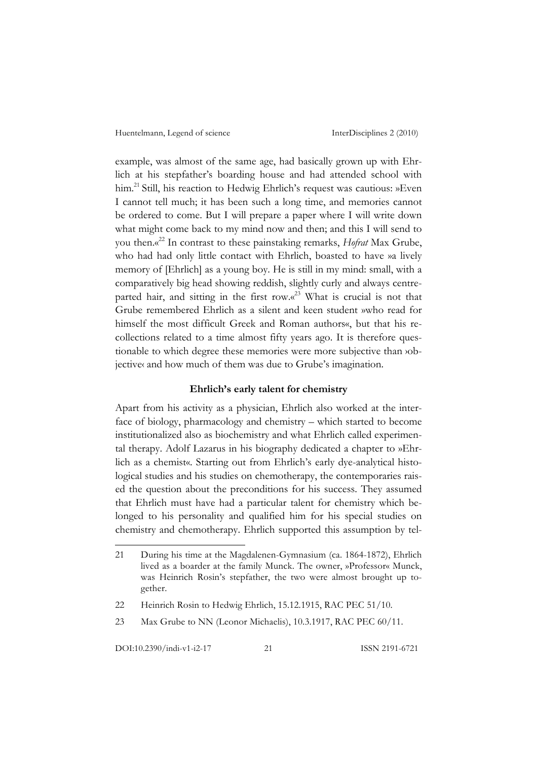example, was almost of the same age, had basically grown up with Ehrlich at his stepfather's boarding house and had attended school with him.[21] Still, his reaction to Hedwig Ehrlich's request was cautious: »Even I cannot tell much; it has been such a long time, and memories cannot be ordered to come. But I will prepare a paper where I will write down what might come back to my mind now and then; and this I will send to you then.«[22] In contrast to these painstaking remarks, *Hofrat* Max Grube, who had had only little contact with Ehrlich, boasted to have »a lively memory of [Ehrlich] as a young boy. He is still in my mind: small, with a comparatively big head showing reddish, slightly curly and always centre-parted hair, and sitting in the first row.«[23] What is crucial is not that Grube remembered Ehrlich as a silent and keen student »who read for himself the most difficult Greek and Roman authors«, but that his recollections related to a time almost fifty years ago. It is therefore questionable to which degree these memories were more subjective than ›objective‹ and how much of them was due to Grube's imagination.

### Ehrlich's early talent for chemistry

Apart from his activity as a physician, Ehrlich also worked at the interface of biology, pharmacology and chemistry – which started to become institutionalized also as biochemistry and what Ehrlich called experimental therapy. Adolf Lazarus in his biography dedicated a chapter to »Ehrlich as a chemist«. Starting out from Ehrlich's early dye-analytical histological studies and his studies on chemotherapy, the contemporaries raised the question about the preconditions for his success. They assumed that Ehrlich must have had a particular talent for chemistry which belonged to his personality and qualified him for his special studies on chemistry and chemotherapy. Ehrlich supported this assumption by tel-

---

21 During his time at the Magdalenen-Gymnasium (ca. 1864-1872), Ehrlich lived as a boarder at the family Munck. The owner, »Professor« Munck, was Heinrich Rosin's stepfather, the two were almost brought up together.

22 Heinrich Rosin to Hedwig Ehrlich, 15.12.1915, RAC PEC 51/10.

23 Max Grube to NN (Leonor Michaelis), 10.3.1917, RAC PEC 60/11.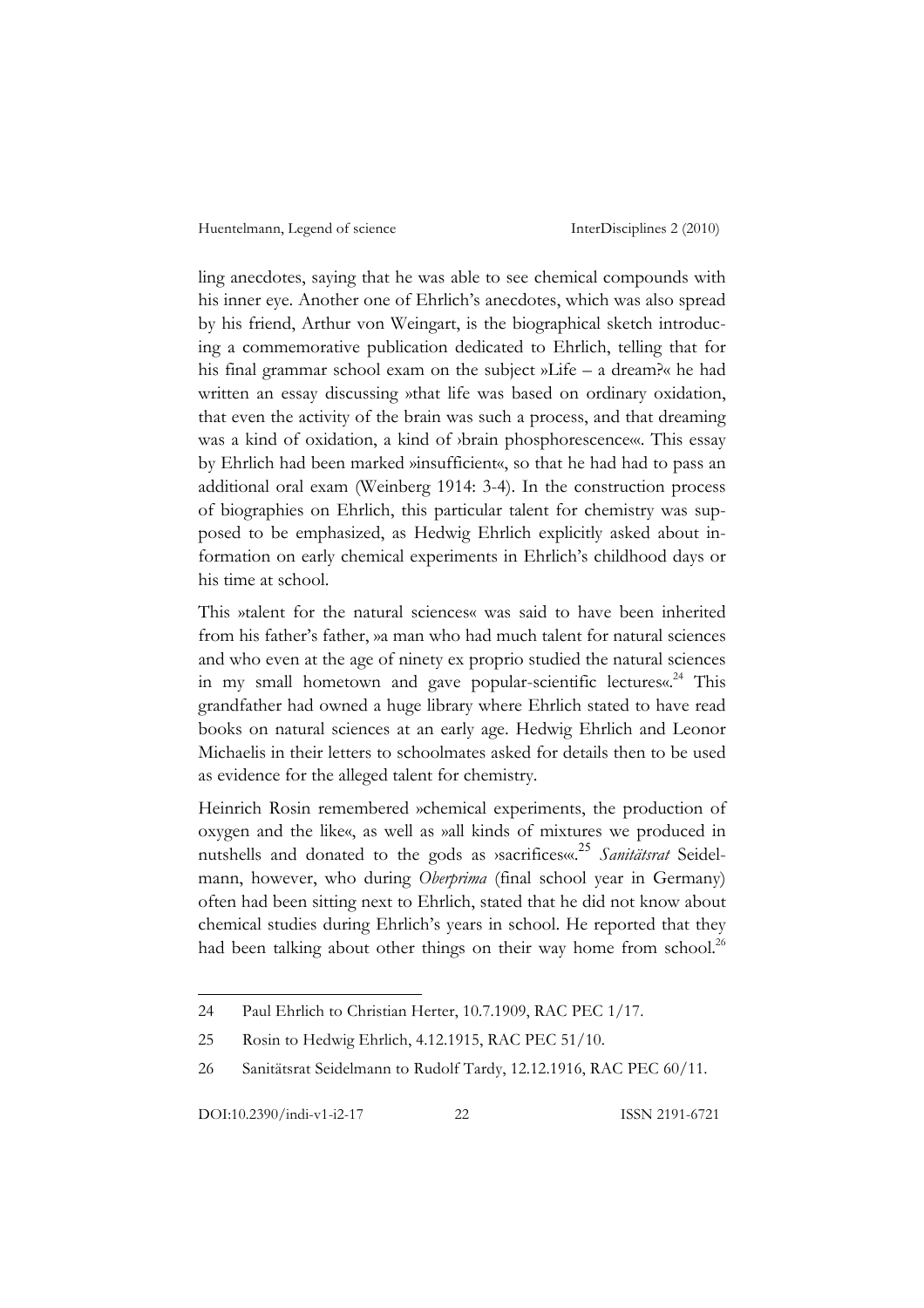ling anecdotes, saying that he was able to see chemical compounds with his inner eye. Another one of Ehrlich's anecdotes, which was also spread by his friend, Arthur von Weingart, is the biographical sketch introducing a commemorative publication dedicated to Ehrlich, telling that for his final grammar school exam on the subject »Life – a dream?« he had written an essay discussing »that life was based on ordinary oxidation, that even the activity of the brain was such a process, and that dreaming was a kind of oxidation, a kind of ›brain phosphorescence‹«. This essay by Ehrlich had been marked »insufficient«, so that he had had to pass an additional oral exam (Weinberg 1914: 3-4). In the construction process of biographies on Ehrlich, this particular talent for chemistry was supposed to be emphasized, as Hedwig Ehrlich explicitly asked about information on early chemical experiments in Ehrlich's childhood days or his time at school.

This »talent for the natural sciences« was said to have been inherited from his father's father, »a man who had much talent for natural sciences and who even at the age of ninety ex proprio studied the natural sciences in my small hometown and gave popular-scientific lectures«.[24] This grandfather had owned a huge library where Ehrlich stated to have read books on natural sciences at an early age. Hedwig Ehrlich and Leonor Michaelis in their letters to schoolmates asked for details then to be used as evidence for the alleged talent for chemistry.

Heinrich Rosin remembered »chemical experiments, the production of oxygen and the like«, as well as »all kinds of mixtures we produced in nutshells and donated to the gods as ›sacrifices‹«.[25] *Sanitätsrat* Seidelmann, however, who during *Oberprima* (final school year in Germany) often had been sitting next to Ehrlich, stated that he did not know about chemical studies during Ehrlich's years in school. He reported that they had been talking about other things on their way home from school.[26]

---

24 Paul Ehrlich to Christian Herter, 10.7.1909, RAC PEC 1/17.

25 Rosin to Hedwig Ehrlich, 4.12.1915, RAC PEC 51/10.

26 Sanitätsrat Seidelmann to Rudolf Tardy, 12.12.1916, RAC PEC 60/11.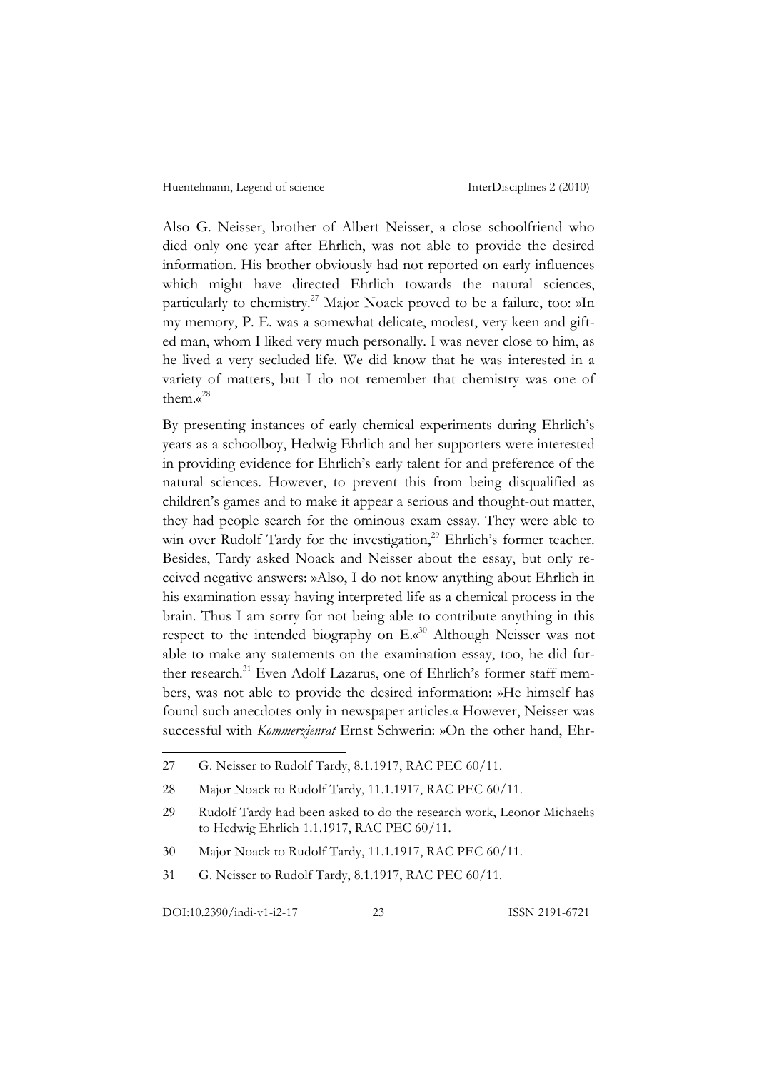Also G. Neisser, brother of Albert Neisser, a close schoolfriend who died only one year after Ehrlich, was not able to provide the desired information. His brother obviously had not reported on early influences which might have directed Ehrlich towards the natural sciences, particularly to chemistry.[27] Major Noack proved to be a failure, too: »In my memory, P. E. was a somewhat delicate, modest, very keen and gifted man, whom I liked very much personally. I was never close to him, as he lived a very secluded life. We did know that he was interested in a variety of matters, but I do not remember that chemistry was one of them.«[28]

By presenting instances of early chemical experiments during Ehrlich's years as a schoolboy, Hedwig Ehrlich and her supporters were interested in providing evidence for Ehrlich's early talent for and preference of the natural sciences. However, to prevent this from being disqualified as children's games and to make it appear a serious and thought-out matter, they had people search for the ominous exam essay. They were able to win over Rudolf Tardy for the investigation,[29] Ehrlich's former teacher. Besides, Tardy asked Noack and Neisser about the essay, but only received negative answers: »Also, I do not know anything about Ehrlich in his examination essay having interpreted life as a chemical process in the brain. Thus I am sorry for not being able to contribute anything in this respect to the intended biography on E.«[30] Although Neisser was not able to make any statements on the examination essay, too, he did further research.[31] Even Adolf Lazarus, one of Ehrlich's former staff members, was not able to provide the desired information: »He himself has found such anecdotes only in newspaper articles.« However, Neisser was successful with *Kommerzienrat* Ernst Schwerin: »On the other hand, Ehr-

---

27 G. Neisser to Rudolf Tardy, 8.1.1917, RAC PEC 60/11.

28 Major Noack to Rudolf Tardy, 11.1.1917, RAC PEC 60/11.

29 Rudolf Tardy had been asked to do the research work, Leonor Michaelis to Hedwig Ehrlich 1.1.1917, RAC PEC 60/11.

30 Major Noack to Rudolf Tardy, 11.1.1917, RAC PEC 60/11.

31 G. Neisser to Rudolf Tardy, 8.1.1917, RAC PEC 60/11.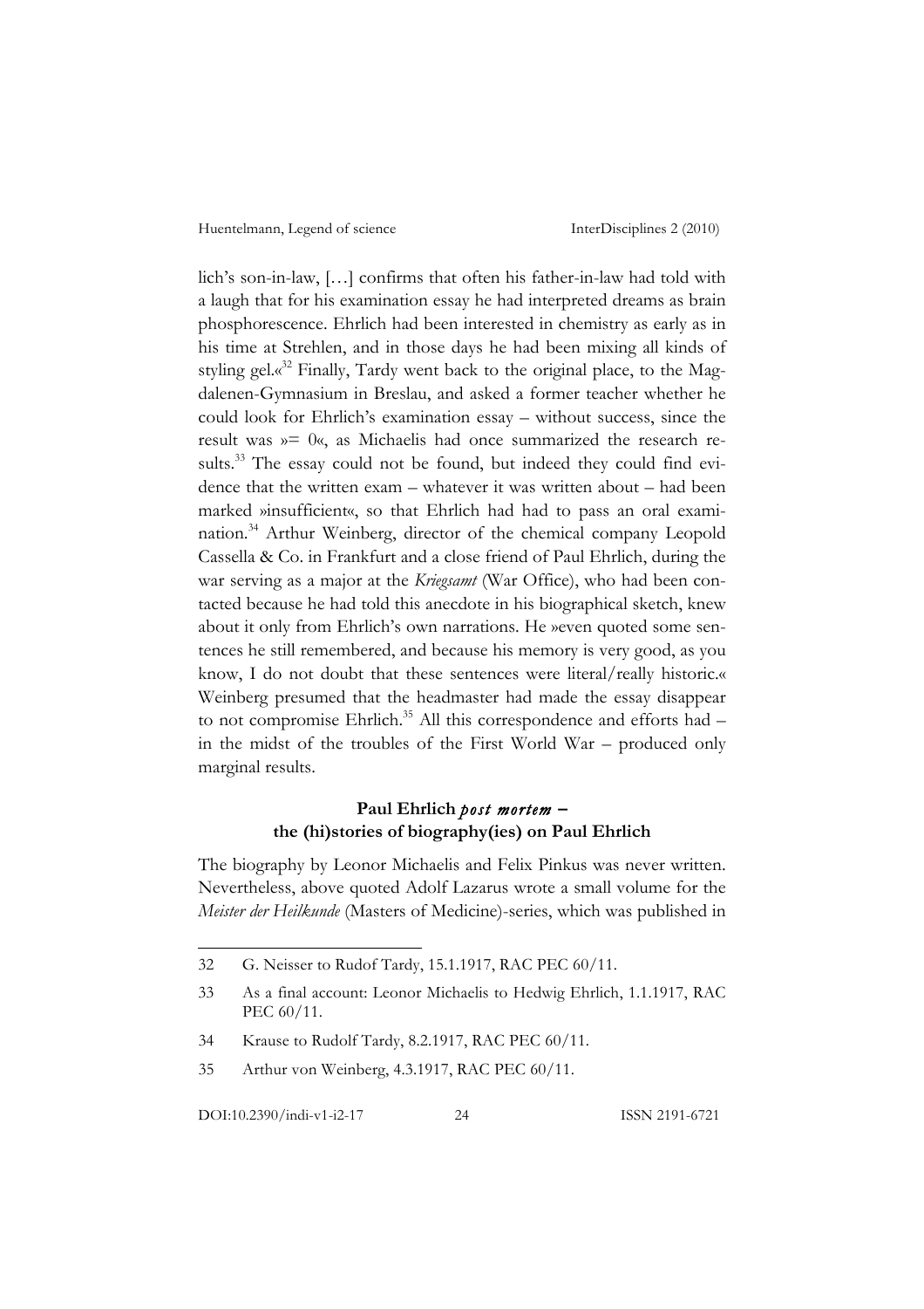lich's son-in-law, […] confirms that often his father-in-law had told with a laugh that for his examination essay he had interpreted dreams as brain phosphorescence. Ehrlich had been interested in chemistry as early as in his time at Strehlen, and in those days he had been mixing all kinds of styling gel.«[32] Finally, Tardy went back to the original place, to the Magdalenen-Gymnasium in Breslau, and asked a former teacher whether he could look for Ehrlich's examination essay – without success, since the result was »= 0«, as Michaelis had once summarized the research results.[33] The essay could not be found, but indeed they could find evidence that the written exam – whatever it was written about – had been marked »insufficient«, so that Ehrlich had had to pass an oral examination.[34] Arthur Weinberg, director of the chemical company Leopold Cassella & Co. in Frankfurt and a close friend of Paul Ehrlich, during the war serving as a major at the *Kriegsamt* (War Office), who had been contacted because he had told this anecdote in his biographical sketch, knew about it only from Ehrlich's own narrations. He »even quoted some sentences he still remembered, and because his memory is very good, as you know, I do not doubt that these sentences were literal/really historic.« Weinberg presumed that the headmaster had made the essay disappear to not compromise Ehrlich.[35] All this correspondence and efforts had – in the midst of the troubles of the First World War – produced only marginal results.

## Paul Ehrlich *post mortem* – the (hi)stories of biography(ies) on Paul Ehrlich

The biography by Leonor Michaelis and Felix Pinkus was never written. Nevertheless, above quoted Adolf Lazarus wrote a small volume for the *Meister der Heilkunde* (Masters of Medicine)-series, which was published in

---

32 G. Neisser to Rudof Tardy, 15.1.1917, RAC PEC 60/11.

33 As a final account: Leonor Michaelis to Hedwig Ehrlich, 1.1.1917, RAC PEC 60/11.

34 Krause to Rudolf Tardy, 8.2.1917, RAC PEC 60/11.

35 Arthur von Weinberg, 4.3.1917, RAC PEC 60/11.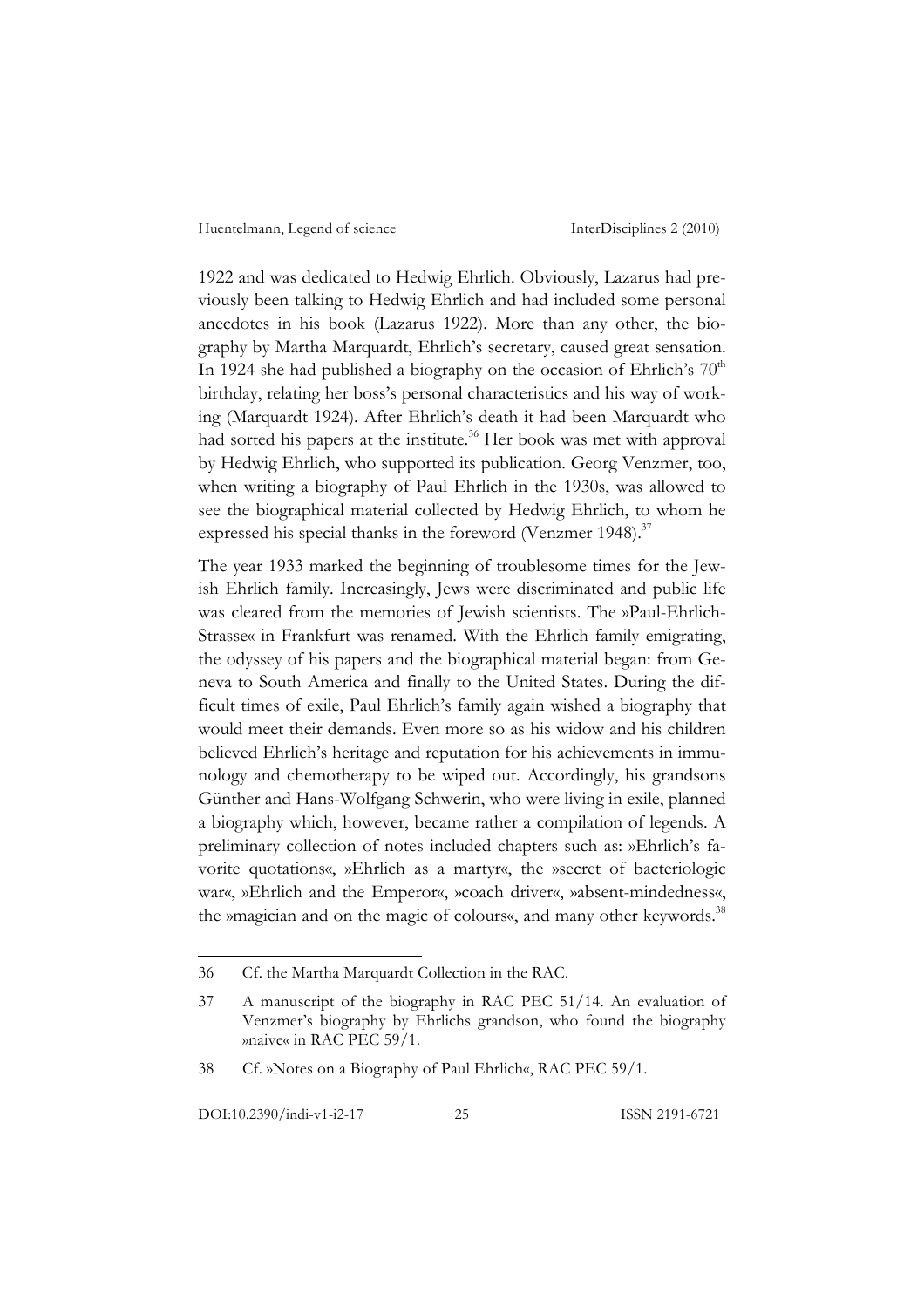1922 and was dedicated to Hedwig Ehrlich. Obviously, Lazarus had previously been talking to Hedwig Ehrlich and had included some personal anecdotes in his book (Lazarus 1922). More than any other, the biography by Martha Marquardt, Ehrlich's secretary, caused great sensation. In 1924 she had published a biography on the occasion of Ehrlich's 70$^{th}$ birthday, relating her boss's personal characteristics and his way of working (Marquardt 1924). After Ehrlich's death it had been Marquardt who had sorted his papers at the institute.[36] Her book was met with approval by Hedwig Ehrlich, who supported its publication. Georg Venzmer, too, when writing a biography of Paul Ehrlich in the 1930s, was allowed to see the biographical material collected by Hedwig Ehrlich, to whom he expressed his special thanks in the foreword (Venzmer 1948).[37]

The year 1933 marked the beginning of troublesome times for the Jewish Ehrlich family. Increasingly, Jews were discriminated and public life was cleared from the memories of Jewish scientists. The »Paul-Ehrlich-Strasse« in Frankfurt was renamed. With the Ehrlich family emigrating, the odyssey of his papers and the biographical material began: from Geneva to South America and finally to the United States. During the difficult times of exile, Paul Ehrlich's family again wished a biography that would meet their demands. Even more so as his widow and his children believed Ehrlich's heritage and reputation for his achievements in immunology and chemotherapy to be wiped out. Accordingly, his grandsons Günther and Hans-Wolfgang Schwerin, who were living in exile, planned a biography which, however, became rather a compilation of legends. A preliminary collection of notes included chapters such as: »Ehrlich's favorite quotations«, »Ehrlich as a martyr«, the »secret of bacteriologic war«, »Ehrlich and the Emperor«, »coach driver«, »absent-mindedness«, the »magician and on the magic of colours«, and many other keywords.[38]

---

36 Cf. the Martha Marquardt Collection in the RAC.

37 A manuscript of the biography in RAC PEC 51/14. An evaluation of Venzmer's biography by Ehrlichs grandson, who found the biography »naive« in RAC PEC 59/1.

38 Cf. »Notes on a Biography of Paul Ehrlich«, RAC PEC 59/1.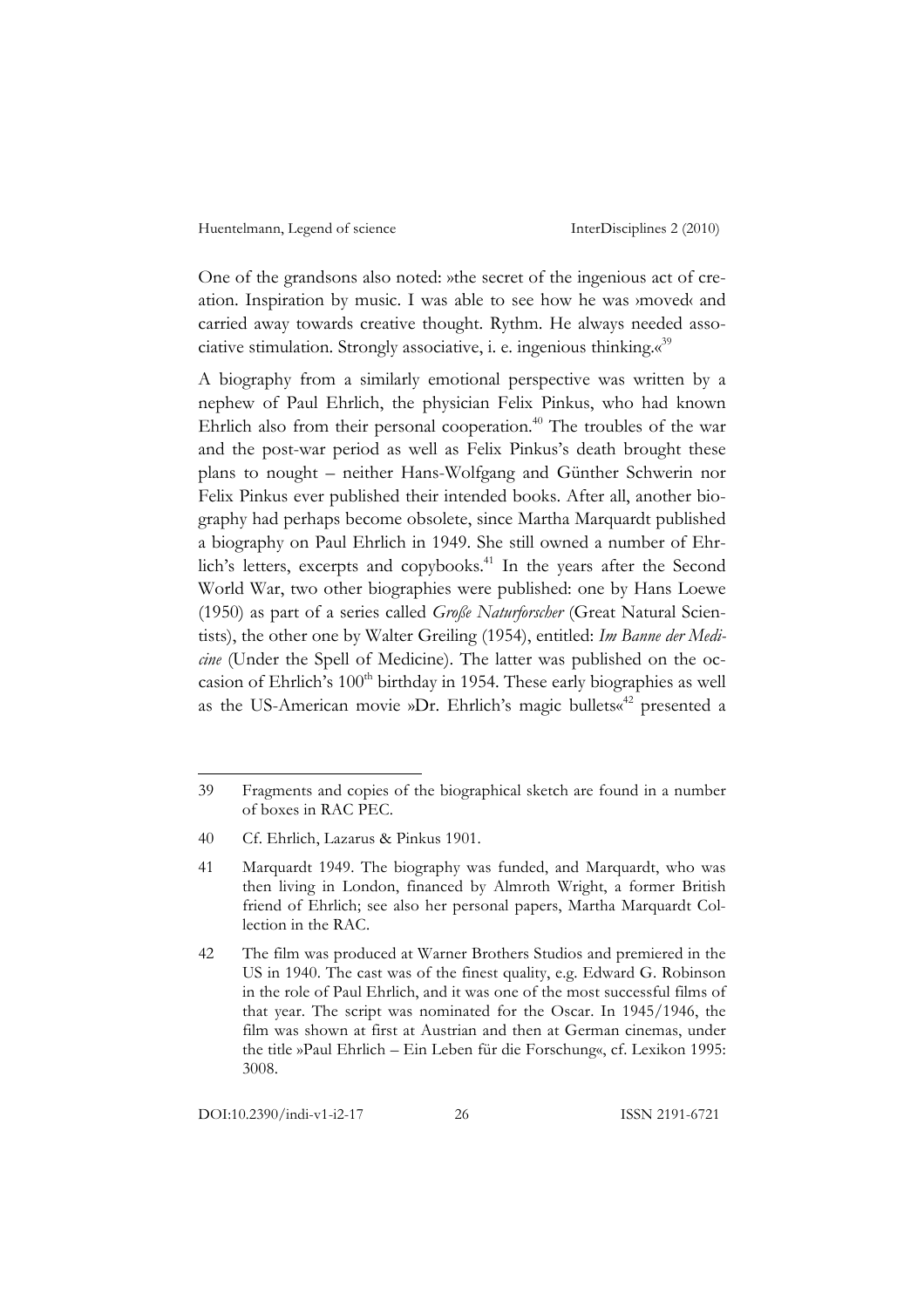One of the grandsons also noted: »the secret of the ingenious act of creation. Inspiration by music. I was able to see how he was ›moved‹ and carried away towards creative thought. Rythm. He always needed associative stimulation. Strongly associative, i. e. ingenious thinking.«[39]

A biography from a similarly emotional perspective was written by a nephew of Paul Ehrlich, the physician Felix Pinkus, who had known Ehrlich also from their personal cooperation.[40] The troubles of the war and the post-war period as well as Felix Pinkus's death brought these plans to nought – neither Hans-Wolfgang and Günther Schwerin nor Felix Pinkus ever published their intended books. After all, another biography had perhaps become obsolete, since Martha Marquardt published a biography on Paul Ehrlich in 1949. She still owned a number of Ehrlich's letters, excerpts and copybooks.[41] In the years after the Second World War, two other biographies were published: one by Hans Loewe (1950) as part of a series called *Große Naturforscher* (Great Natural Scientists), the other one by Walter Greiling (1954), entitled: *Im Banne der Medicine* (Under the Spell of Medicine). The latter was published on the occasion of Ehrlich's 100th birthday in 1954. These early biographies as well as the US-American movie »Dr. Ehrlich's magic bullets«[42] presented a

---

39 Fragments and copies of the biographical sketch are found in a number of boxes in RAC PEC.

40 Cf. Ehrlich, Lazarus & Pinkus 1901.

41 Marquardt 1949. The biography was funded, and Marquardt, who was then living in London, financed by Almroth Wright, a former British friend of Ehrlich; see also her personal papers, Martha Marquardt Collection in the RAC.

42 The film was produced at Warner Brothers Studios and premiered in the US in 1940. The cast was of the finest quality, e.g. Edward G. Robinson in the role of Paul Ehrlich, and it was one of the most successful films of that year. The script was nominated for the Oscar. In 1945/1946, the film was shown at first at Austrian and then at German cinemas, under the title »Paul Ehrlich – Ein Leben für die Forschung«, cf. Lexikon 1995: 3008.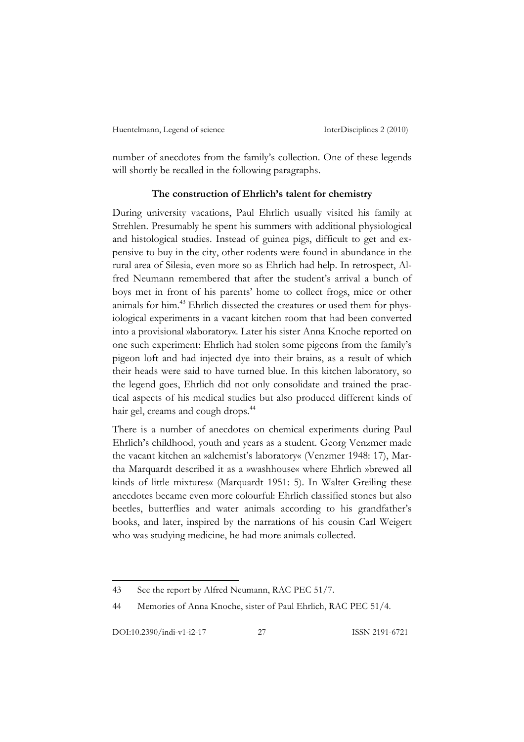number of anecdotes from the family's collection. One of these legends will shortly be recalled in the following paragraphs.

### The construction of Ehrlich's talent for chemistry

During university vacations, Paul Ehrlich usually visited his family at Strehlen. Presumably he spent his summers with additional physiological and histological studies. Instead of guinea pigs, difficult to get and expensive to buy in the city, other rodents were found in abundance in the rural area of Silesia, even more so as Ehrlich had help. In retrospect, Alfred Neumann remembered that after the student's arrival a bunch of boys met in front of his parents' home to collect frogs, mice or other animals for him.[43] Ehrlich dissected the creatures or used them for physiological experiments in a vacant kitchen room that had been converted into a provisional »laboratory«. Later his sister Anna Knoche reported on one such experiment: Ehrlich had stolen some pigeons from the family's pigeon loft and had injected dye into their brains, as a result of which their heads were said to have turned blue. In this kitchen laboratory, so the legend goes, Ehrlich did not only consolidate and trained the practical aspects of his medical studies but also produced different kinds of hair gel, creams and cough drops.[44]

There is a number of anecdotes on chemical experiments during Paul Ehrlich's childhood, youth and years as a student. Georg Venzmer made the vacant kitchen an »alchemist's laboratory« (Venzmer 1948: 17), Martha Marquardt described it as a »washhouse« where Ehrlich »brewed all kinds of little mixtures« (Marquardt 1951: 5). In Walter Greiling these anecdotes became even more colourful: Ehrlich classified stones but also beetles, butterflies and water animals according to his grandfather's books, and later, inspired by the narrations of his cousin Carl Weigert who was studying medicine, he had more animals collected.

---

43 See the report by Alfred Neumann, RAC PEC 51/7.

44 Memories of Anna Knoche, sister of Paul Ehrlich, RAC PEC 51/4.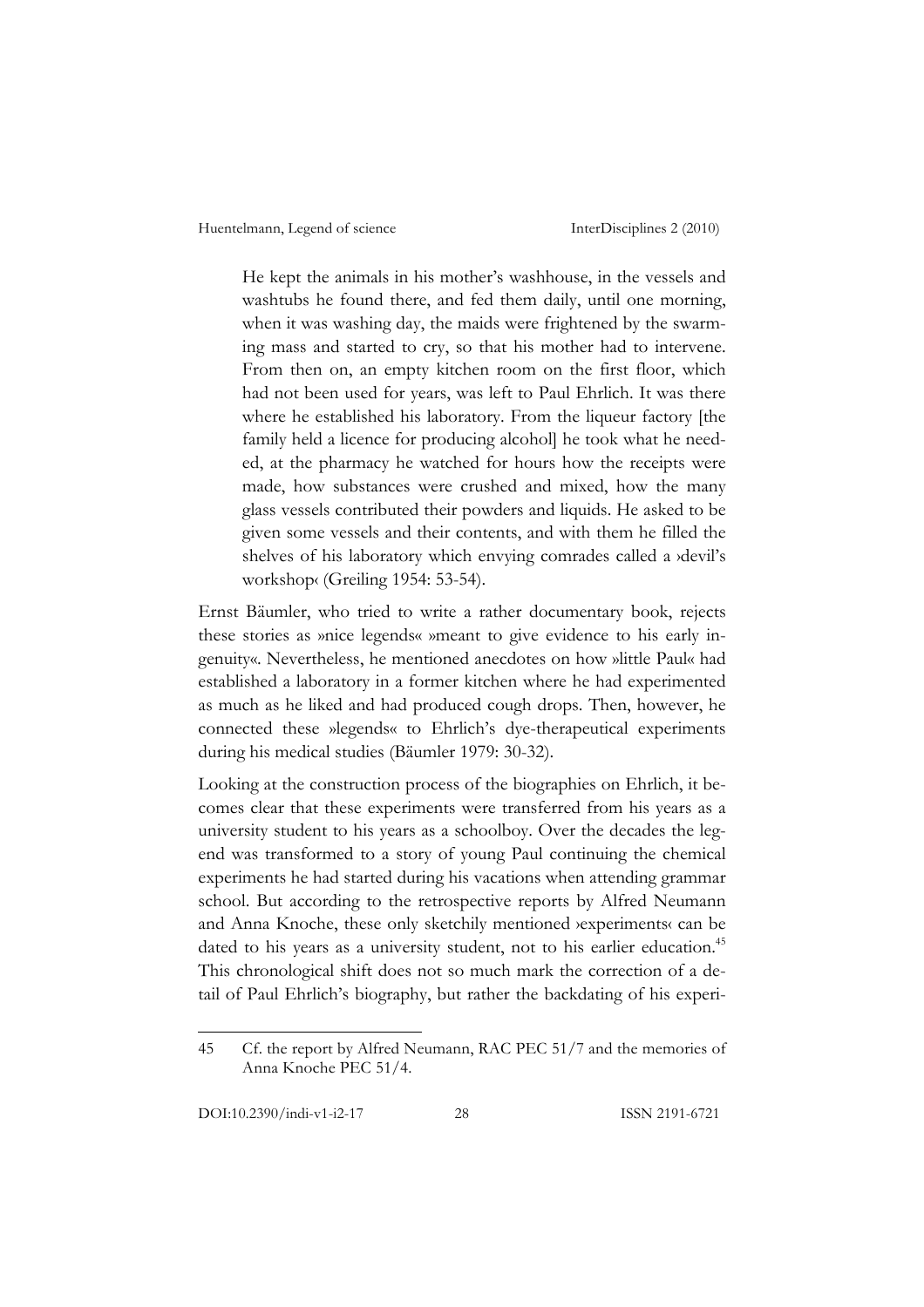> He kept the animals in his mother's washhouse, in the vessels and washtubs he found there, and fed them daily, until one morning, when it was washing day, the maids were frightened by the swarming mass and started to cry, so that his mother had to intervene. From then on, an empty kitchen room on the first floor, which had not been used for years, was left to Paul Ehrlich. It was there where he established his laboratory. From the liqueur factory [the family held a licence for producing alcohol] he took what he needed, at the pharmacy he watched for hours how the receipts were made, how substances were crushed and mixed, how the many glass vessels contributed their powders and liquids. He asked to be given some vessels and their contents, and with them he filled the shelves of his laboratory which envying comrades called a ›devil's workshop‹ (Greiling 1954: 53-54).

Ernst Bäumler, who tried to write a rather documentary book, rejects these stories as »nice legends« »meant to give evidence to his early ingenuity«. Nevertheless, he mentioned anecdotes on how »little Paul« had established a laboratory in a former kitchen where he had experimented as much as he liked and had produced cough drops. Then, however, he connected these »legends« to Ehrlich's dye-therapeutical experiments during his medical studies (Bäumler 1979: 30-32).

Looking at the construction process of the biographies on Ehrlich, it becomes clear that these experiments were transferred from his years as a university student to his years as a schoolboy. Over the decades the legend was transformed to a story of young Paul continuing the chemical experiments he had started during his vacations when attending grammar school. But according to the retrospective reports by Alfred Neumann and Anna Knoche, these only sketchily mentioned ›experiments‹ can be dated to his years as a university student, not to his earlier education.[45] This chronological shift does not so much mark the correction of a detail of Paul Ehrlich's biography, but rather the backdating of his experi-

---

45 Cf. the report by Alfred Neumann, RAC PEC 51/7 and the memories of Anna Knoche PEC 51/4.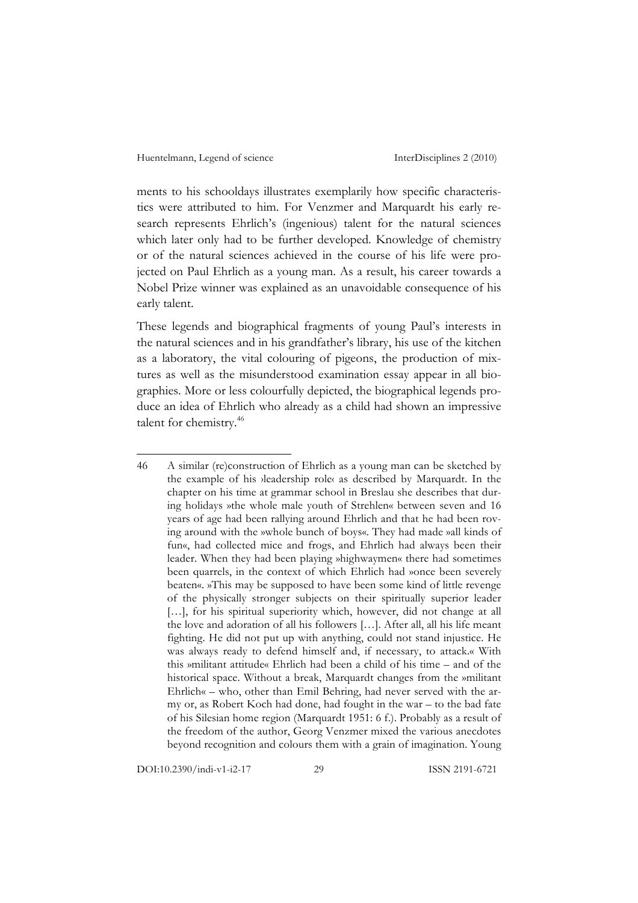ments to his schooldays illustrates exemplarily how specific characteristics were attributed to him. For Venzmer and Marquardt his early research represents Ehrlich's (ingenious) talent for the natural sciences which later only had to be further developed. Knowledge of chemistry or of the natural sciences achieved in the course of his life were projected on Paul Ehrlich as a young man. As a result, his career towards a Nobel Prize winner was explained as an unavoidable consequence of his early talent.

These legends and biographical fragments of young Paul's interests in the natural sciences and in his grandfather's library, his use of the kitchen as a laboratory, the vital colouring of pigeons, the production of mixtures as well as the misunderstood examination essay appear in all biographies. More or less colourfully depicted, the biographical legends produce an idea of Ehrlich who already as a child had shown an impressive talent for chemistry.[46]

---

46 A similar (re)construction of Ehrlich as a young man can be sketched by the example of his ›leadership role‹ as described by Marquardt. In the chapter on his time at grammar school in Breslau she describes that during holidays »the whole male youth of Strehlen« between seven and 16 years of age had been rallying around Ehrlich and that he had been roving around with the »whole bunch of boys«. They had made »all kinds of fun«, had collected mice and frogs, and Ehrlich had always been their leader. When they had been playing »highwaymen« there had sometimes been quarrels, in the context of which Ehrlich had »once been severely beaten«. »This may be supposed to have been some kind of little revenge of the physically stronger subjects on their spiritually superior leader […], for his spiritual superiority which, however, did not change at all the love and adoration of all his followers […]. After all, all his life meant fighting. He did not put up with anything, could not stand injustice. He was always ready to defend himself and, if necessary, to attack.« With this »militant attitude« Ehrlich had been a child of his time – and of the historical space. Without a break, Marquardt changes from the »militant Ehrlich« – who, other than Emil Behring, had never served with the army or, as Robert Koch had done, had fought in the war – to the bad fate of his Silesian home region (Marquardt 1951: 6 f.). Probably as a result of the freedom of the author, Georg Venzmer mixed the various anecdotes beyond recognition and colours them with a grain of imagination. Young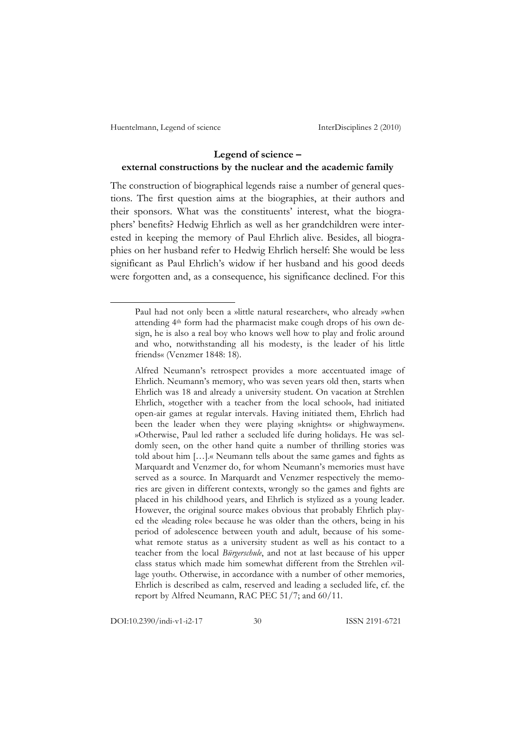## Legend of science – external constructions by the nuclear and the academic family

The construction of biographical legends raise a number of general questions. The first question aims at the biographies, at their authors and their sponsors. What was the constituents' interest, what the biographers' benefits? Hedwig Ehrlich as well as her grandchildren were interested in keeping the memory of Paul Ehrlich alive. Besides, all biographies on her husband refer to Hedwig Ehrlich herself: She would be less significant as Paul Ehrlich's widow if her husband and his good deeds were forgotten and, as a consequence, his significance declined. For this

---

Paul had not only been a »little natural researcher«, who already »when attending 4th form had the pharmacist make cough drops of his own design, he is also a real boy who knows well how to play and frolic around and who, notwithstanding all his modesty, is the leader of his little friends« (Venzmer 1848: 18).

Alfred Neumann's retrospect provides a more accentuated image of Ehrlich. Neumann's memory, who was seven years old then, starts when Ehrlich was 18 and already a university student. On vacation at Strehlen Ehrlich, »together with a teacher from the local school«, had initiated open-air games at regular intervals. Having initiated them, Ehrlich had been the leader when they were playing »knights« or »highwaymen«. »Otherwise, Paul led rather a secluded life during holidays. He was seldomly seen, on the other hand quite a number of thrilling stories was told about him […].« Neumann tells about the same games and fights as Marquardt and Venzmer do, for whom Neumann's memories must have served as a source. In Marquardt and Venzmer respectively the memories are given in different contexts, wrongly so the games and fights are placed in his childhood years, and Ehrlich is stylized as a young leader. However, the original source makes obvious that probably Ehrlich played the »leading role« because he was older than the others, being in his period of adolescence between youth and adult, because of his somewhat remote status as a university student as well as his contact to a teacher from the local *Bürgerschule*, and not at last because of his upper class status which made him somewhat different from the Strehlen ›village youth‹. Otherwise, in accordance with a number of other memories, Ehrlich is described as calm, reserved and leading a secluded life, cf. the report by Alfred Neumann, RAC PEC 51/7; and 60/11.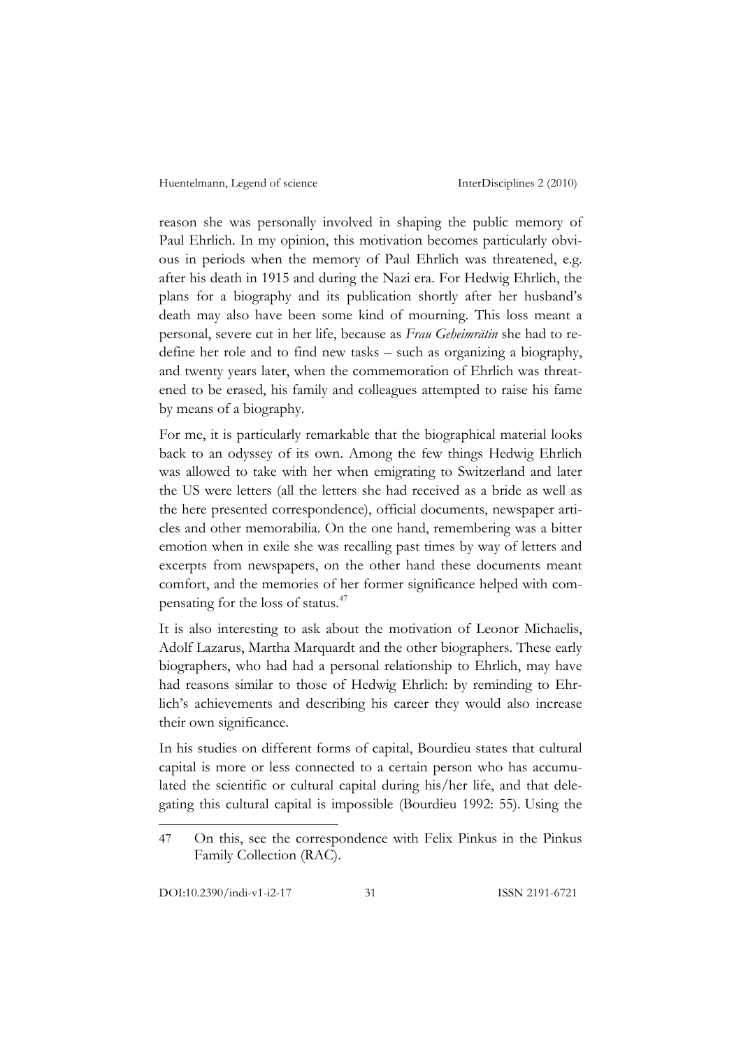reason she was personally involved in shaping the public memory of Paul Ehrlich. In my opinion, this motivation becomes particularly obvious in periods when the memory of Paul Ehrlich was threatened, e.g. after his death in 1915 and during the Nazi era. For Hedwig Ehrlich, the plans for a biography and its publication shortly after her husband's death may also have been some kind of mourning. This loss meant a personal, severe cut in her life, because as *Frau Geheimrätin* she had to redefine her role and to find new tasks – such as organizing a biography, and twenty years later, when the commemoration of Ehrlich was threatened to be erased, his family and colleagues attempted to raise his fame by means of a biography.

For me, it is particularly remarkable that the biographical material looks back to an odyssey of its own. Among the few things Hedwig Ehrlich was allowed to take with her when emigrating to Switzerland and later the US were letters (all the letters she had received as a bride as well as the here presented correspondence), official documents, newspaper articles and other memorabilia. On the one hand, remembering was a bitter emotion when in exile she was recalling past times by way of letters and excerpts from newspapers, on the other hand these documents meant comfort, and the memories of her former significance helped with compensating for the loss of status.[47]

It is also interesting to ask about the motivation of Leonor Michaelis, Adolf Lazarus, Martha Marquardt and the other biographers. These early biographers, who had had a personal relationship to Ehrlich, may have had reasons similar to those of Hedwig Ehrlich: by reminding to Ehrlich's achievements and describing his career they would also increase their own significance.

In his studies on different forms of capital, Bourdieu states that cultural capital is more or less connected to a certain person who has accumulated the scientific or cultural capital during his/her life, and that delegating this cultural capital is impossible (Bourdieu 1992: 55). Using the

47 On this, see the correspondence with Felix Pinkus in the Pinkus Family Collection (RAC).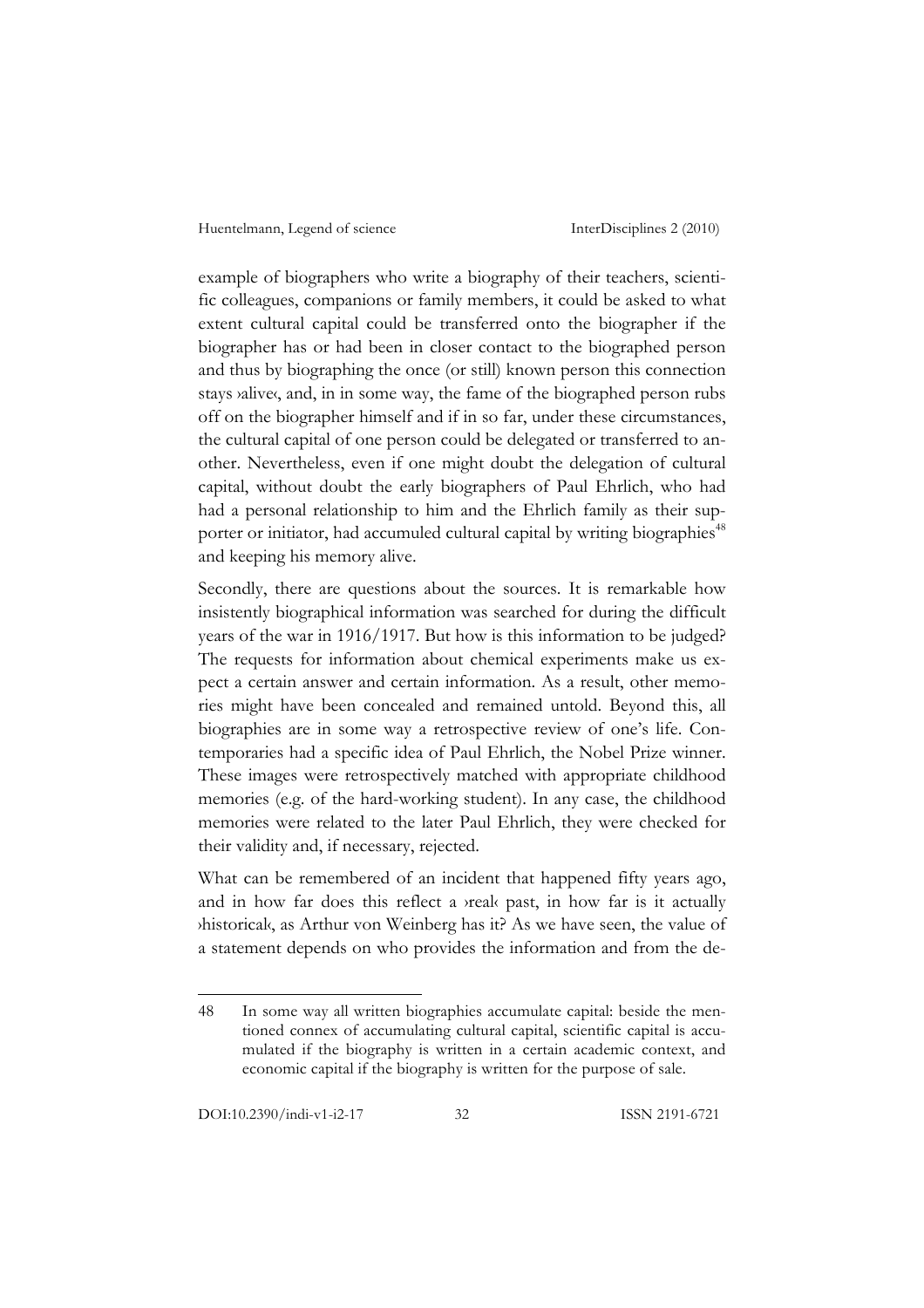example of biographers who write a biography of their teachers, scientific colleagues, companions or family members, it could be asked to what extent cultural capital could be transferred onto the biographer if the biographer has or had been in closer contact to the biographed person and thus by biographing the once (or still) known person this connection stays ›alive‹, and, in in some way, the fame of the biographed person rubs off on the biographer himself and if in so far, under these circumstances, the cultural capital of one person could be delegated or transferred to another. Nevertheless, even if one might doubt the delegation of cultural capital, without doubt the early biographers of Paul Ehrlich, who had had a personal relationship to him and the Ehrlich family as their supporter or initiator, had accumuled cultural capital by writing biographies[48] and keeping his memory alive.

Secondly, there are questions about the sources. It is remarkable how insistently biographical information was searched for during the difficult years of the war in 1916/1917. But how is this information to be judged? The requests for information about chemical experiments make us expect a certain answer and certain information. As a result, other memories might have been concealed and remained untold. Beyond this, all biographies are in some way a retrospective review of one's life. Contemporaries had a specific idea of Paul Ehrlich, the Nobel Prize winner. These images were retrospectively matched with appropriate childhood memories (e.g. of the hard-working student). In any case, the childhood memories were related to the later Paul Ehrlich, they were checked for their validity and, if necessary, rejected.

What can be remembered of an incident that happened fifty years ago, and in how far does this reflect a ›real‹ past, in how far is it actually ›historical‹, as Arthur von Weinberg has it? As we have seen, the value of a statement depends on who provides the information and from the de-

---

48 In some way all written biographies accumulate capital: beside the mentioned connex of accumulating cultural capital, scientific capital is accumulated if the biography is written in a certain academic context, and economic capital if the biography is written for the purpose of sale.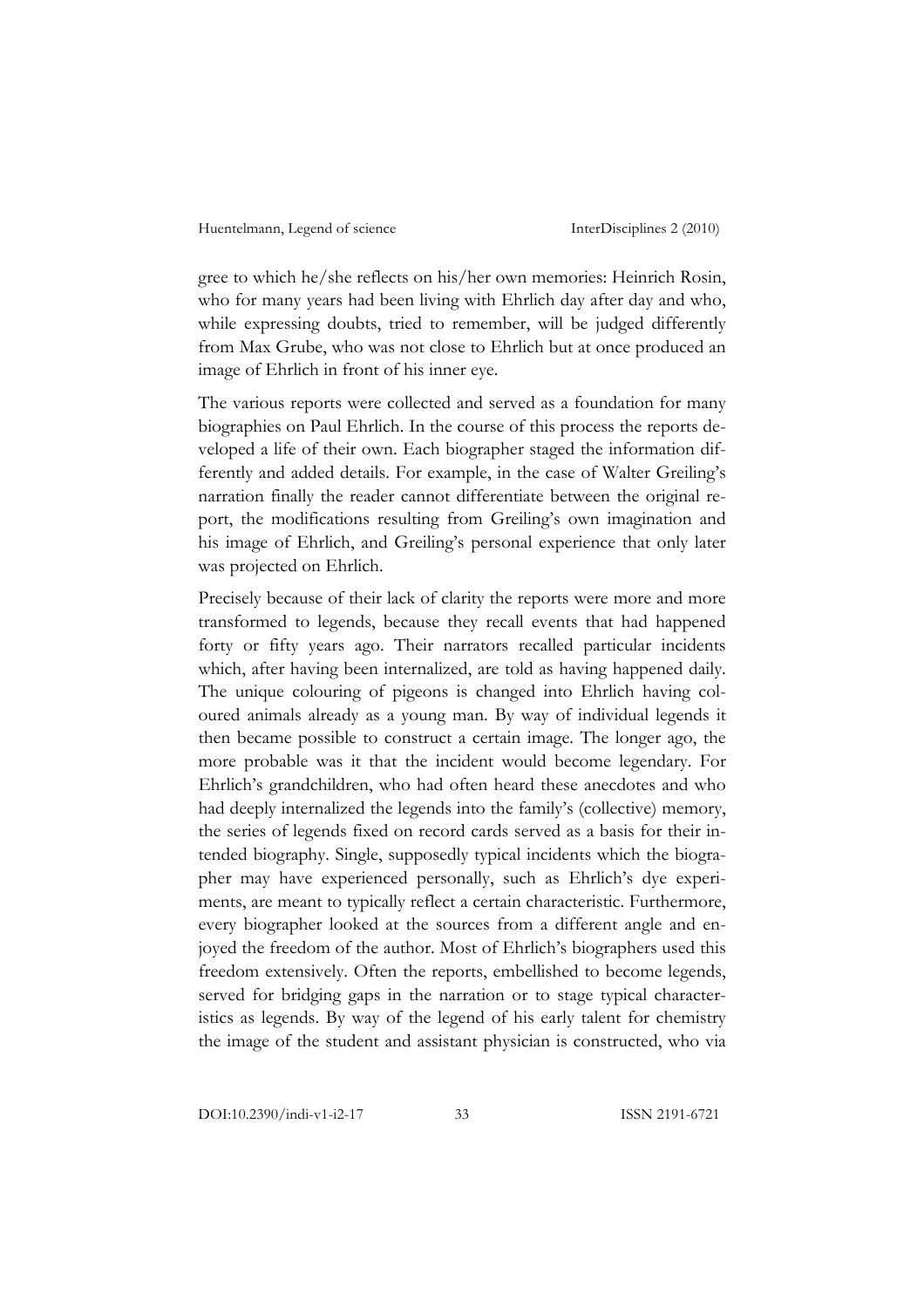gree to which he/she reflects on his/her own memories: Heinrich Rosin, who for many years had been living with Ehrlich day after day and who, while expressing doubts, tried to remember, will be judged differently from Max Grube, who was not close to Ehrlich but at once produced an image of Ehrlich in front of his inner eye.

The various reports were collected and served as a foundation for many biographies on Paul Ehrlich. In the course of this process the reports developed a life of their own. Each biographer staged the information differently and added details. For example, in the case of Walter Greiling's narration finally the reader cannot differentiate between the original report, the modifications resulting from Greiling's own imagination and his image of Ehrlich, and Greiling's personal experience that only later was projected on Ehrlich.

Precisely because of their lack of clarity the reports were more and more transformed to legends, because they recall events that had happened forty or fifty years ago. Their narrators recalled particular incidents which, after having been internalized, are told as having happened daily. The unique colouring of pigeons is changed into Ehrlich having coloured animals already as a young man. By way of individual legends it then became possible to construct a certain image. The longer ago, the more probable was it that the incident would become legendary. For Ehrlich's grandchildren, who had often heard these anecdotes and who had deeply internalized the legends into the family's (collective) memory, the series of legends fixed on record cards served as a basis for their intended biography. Single, supposedly typical incidents which the biographer may have experienced personally, such as Ehrlich's dye experiments, are meant to typically reflect a certain characteristic. Furthermore, every biographer looked at the sources from a different angle and enjoyed the freedom of the author. Most of Ehrlich's biographers used this freedom extensively. Often the reports, embellished to become legends, served for bridging gaps in the narration or to stage typical characteristics as legends. By way of the legend of his early talent for chemistry the image of the student and assistant physician is constructed, who via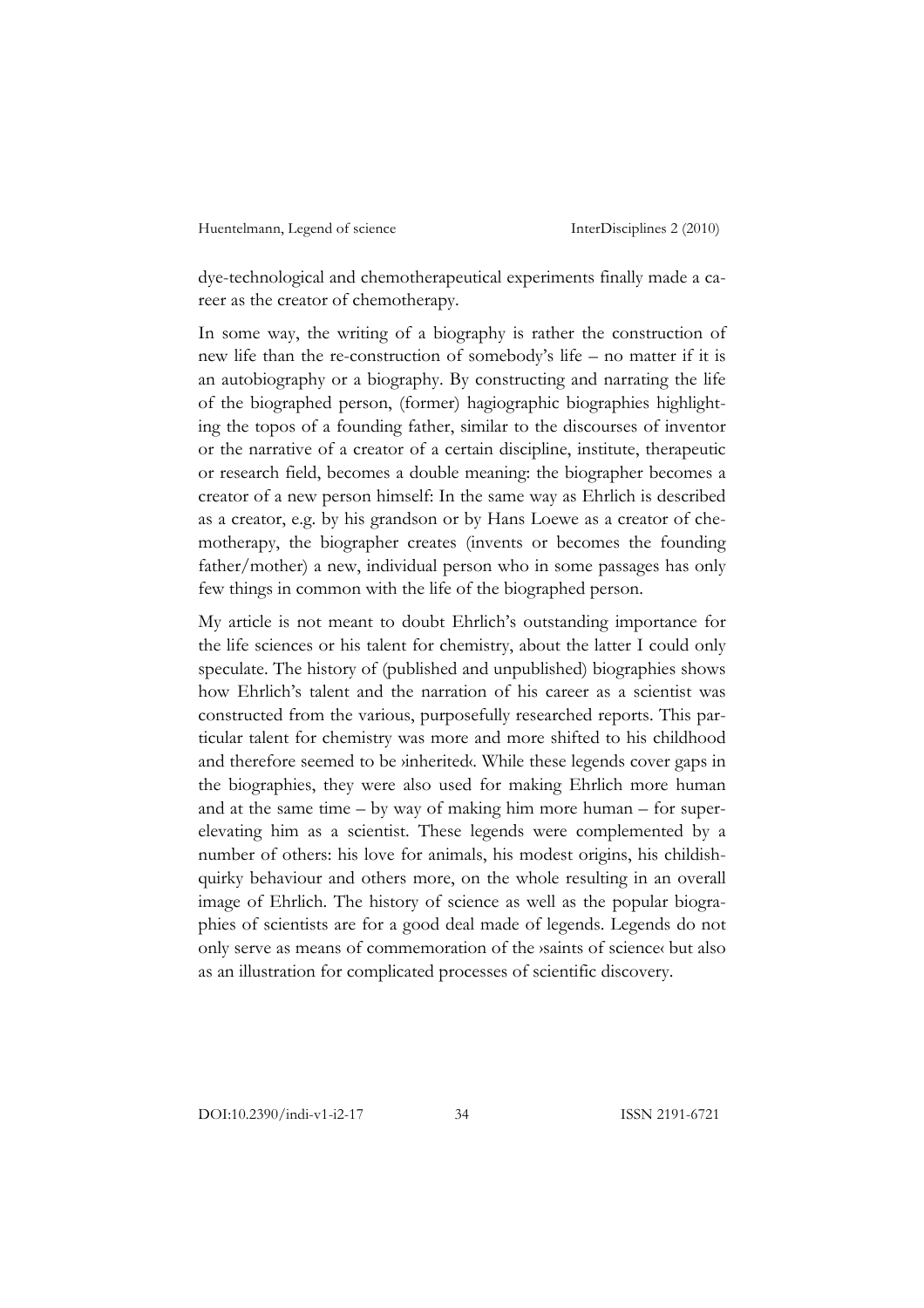dye-technological and chemotherapeutical experiments finally made a career as the creator of chemotherapy.

In some way, the writing of a biography is rather the construction of new life than the re-construction of somebody's life – no matter if it is an autobiography or a biography. By constructing and narrating the life of the biographed person, (former) hagiographic biographies highlighting the topos of a founding father, similar to the discourses of inventor or the narrative of a creator of a certain discipline, institute, therapeutic or research field, becomes a double meaning: the biographer becomes a creator of a new person himself: In the same way as Ehrlich is described as a creator, e.g. by his grandson or by Hans Loewe as a creator of chemotherapy, the biographer creates (invents or becomes the founding father/mother) a new, individual person who in some passages has only few things in common with the life of the biographed person.

My article is not meant to doubt Ehrlich's outstanding importance for the life sciences or his talent for chemistry, about the latter I could only speculate. The history of (published and unpublished) biographies shows how Ehrlich's talent and the narration of his career as a scientist was constructed from the various, purposefully researched reports. This particular talent for chemistry was more and more shifted to his childhood and therefore seemed to be ›inherited‹. While these legends cover gaps in the biographies, they were also used for making Ehrlich more human and at the same time – by way of making him more human – for super-elevating him as a scientist. These legends were complemented by a number of others: his love for animals, his modest origins, his childish-quirky behaviour and others more, on the whole resulting in an overall image of Ehrlich. The history of science as well as the popular biographies of scientists are for a good deal made of legends. Legends do not only serve as means of commemoration of the ›saints of science‹ but also as an illustration for complicated processes of scientific discovery.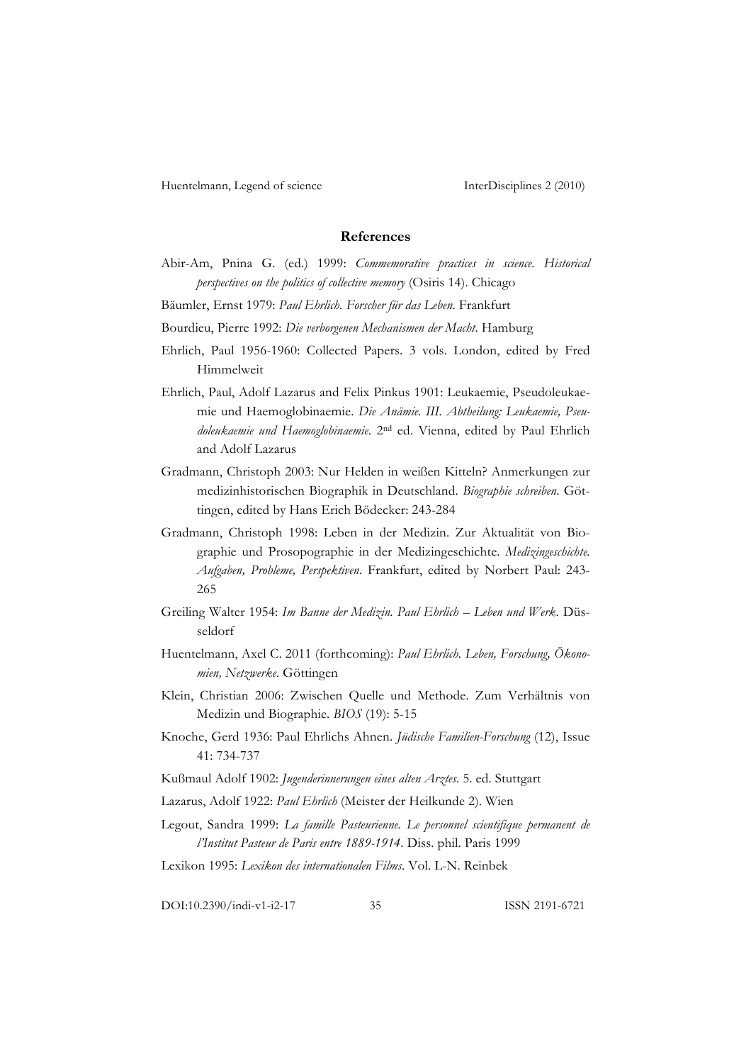## References

Abir-Am, Pnina G. (ed.) 1999: *Commemorative practices in science. Historical perspectives on the politics of collective memory* (Osiris 14). Chicago

Bäumler, Ernst 1979: *Paul Ehrlich. Forscher für das Leben*. Frankfurt

Bourdieu, Pierre 1992: *Die verborgenen Mechanismen der Macht*. Hamburg

Ehrlich, Paul 1956-1960: Collected Papers. 3 vols. London, edited by Fred Himmelweit

Ehrlich, Paul, Adolf Lazarus and Felix Pinkus 1901: Leukaemie, Pseudoleukaemie und Haemoglobinaemie. *Die Anämie. III. Abtheilung: Leukaemie, Pseudoleukaemie und Haemoglobinaemie*. 2nd ed. Vienna, edited by Paul Ehrlich and Adolf Lazarus

Gradmann, Christoph 2003: Nur Helden in weißen Kitteln? Anmerkungen zur medizinhistorischen Biographik in Deutschland. *Biographie schreiben*. Göttingen, edited by Hans Erich Bödecker: 243-284

Gradmann, Christoph 1998: Leben in der Medizin. Zur Aktualität von Biographie und Prosopographie in der Medizingeschichte. *Medizingeschichte. Aufgaben, Probleme, Perspektiven*. Frankfurt, edited by Norbert Paul: 243-265

Greiling Walter 1954: *Im Banne der Medizin. Paul Ehrlich – Leben und Werk*. Düsseldorf

Huentelmann, Axel C. 2011 (forthcoming): *Paul Ehrlich. Leben, Forschung, Ökonomien, Netzwerke*. Göttingen

Klein, Christian 2006: Zwischen Quelle und Methode. Zum Verhältnis von Medizin und Biographie. *BIOS* (19): 5-15

Knoche, Gerd 1936: Paul Ehrlichs Ahnen. *Jüdische Familien-Forschung* (12), Issue 41: 734-737

Kußmaul Adolf 1902: *Jugenderinnerungen eines alten Arztes*. 5. ed. Stuttgart

Lazarus, Adolf 1922: *Paul Ehrlich* (Meister der Heilkunde 2). Wien

Legout, Sandra 1999: *La famille Pasteurienne. Le personnel scientifique permanent de l'Institut Pasteur de Paris entre 1889-1914*. Diss. phil. Paris 1999

Lexikon 1995: *Lexikon des internationalen Films*. Vol. L-N. Reinbek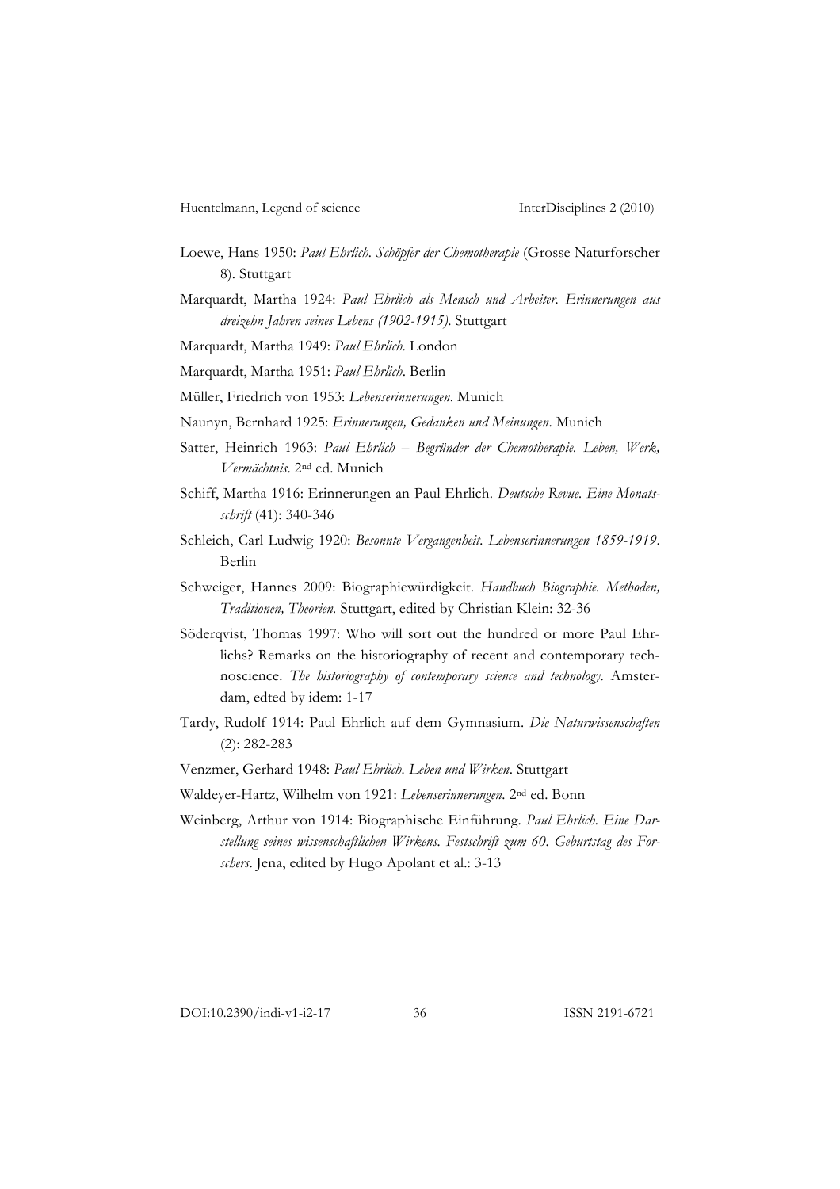Loewe, Hans 1950: *Paul Ehrlich. Schöpfer der Chemotherapie* (Grosse Naturforscher 8). Stuttgart

Marquardt, Martha 1924: *Paul Ehrlich als Mensch und Arbeiter. Erinnerungen aus dreizehn Jahren seines Lebens (1902-1915)*. Stuttgart

Marquardt, Martha 1949: *Paul Ehrlich*. London

Marquardt, Martha 1951: *Paul Ehrlich*. Berlin

Müller, Friedrich von 1953: *Lebenserinnerungen*. Munich

Naunyn, Bernhard 1925: *Erinnerungen, Gedanken und Meinungen*. Munich

Satter, Heinrich 1963: *Paul Ehrlich – Begründer der Chemotherapie. Leben, Werk, Vermächtnis*. 2nd ed. Munich

Schiff, Martha 1916: Erinnerungen an Paul Ehrlich. *Deutsche Revue. Eine Monatsschrift* (41): 340-346

Schleich, Carl Ludwig 1920: *Besonnte Vergangenheit. Lebenserinnerungen 1859-1919*. Berlin

Schweiger, Hannes 2009: Biographiewürdigkeit. *Handbuch Biographie. Methoden, Traditionen, Theorien.* Stuttgart, edited by Christian Klein: 32-36

Söderqvist, Thomas 1997: Who will sort out the hundred or more Paul Ehrlichs? Remarks on the historiography of recent and contemporary technoscience. *The historiography of contemporary science and technology*. Amsterdam, edted by idem: 1-17

Tardy, Rudolf 1914: Paul Ehrlich auf dem Gymnasium. *Die Naturwissenschaften* (2): 282-283

Venzmer, Gerhard 1948: *Paul Ehrlich. Leben und Wirken*. Stuttgart

Waldeyer-Hartz, Wilhelm von 1921: *Lebenserinnerungen*. 2nd ed. Bonn

Weinberg, Arthur von 1914: Biographische Einführung. *Paul Ehrlich. Eine Darstellung seines wissenschaftlichen Wirkens. Festschrift zum 60. Geburtstag des Forschers*. Jena, edited by Hugo Apolant et al.: 3-13